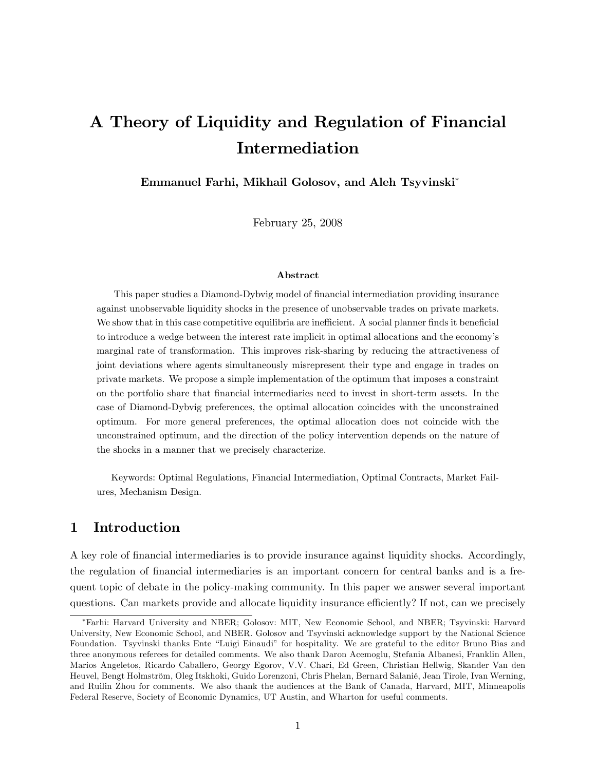# A Theory of Liquidity and Regulation of Financial Intermediation

**Emmanuel Farhi, Mikhail Golosov, and Aleh Tsyvinski***

February 25, 2008

### Abstract

This paper studies a Diamond-Dybvig model of financial intermediation providing insurance against unobservable liquidity shocks in the presence of unobservable trades on private markets. We show that in this case competitive equilibria are inefficient. A social planner finds it beneficial to introduce a wedge between the interest rate implicit in optimal allocations and the economy's marginal rate of transformation. This improves risk-sharing by reducing the attractiveness of joint deviations where agents simultaneously misrepresent their type and engage in trades on private markets. We propose a simple implementation of the optimum that imposes a constraint on the portfolio share that financial intermediaries need to invest in short-term assets. In the case of Diamond-Dybvig preferences, the optimal allocation coincides with the unconstrained optimum. For more general preferences, the optimal allocation does not coincide with the unconstrained optimum, and the direction of the policy intervention depends on the nature of the shocks in a manner that we precisely characterize.

Keywords: Optimal Regulations, Financial Intermediation, Optimal Contracts, Market Failures, Mechanism Design.

## 1 Introduction

A key role of financial intermediaries is to provide insurance against liquidity shocks. Accordingly, the regulation of financial intermediaries is an important concern for central banks and is a frequent topic of debate in the policy-making community. In this paper we answer several important questions. Can markets provide and allocate liquidity insurance efficiently? If not, can we precisely

---

*Farhi: Harvard University and NBER; Golosov: MIT, New Economic School, and NBER; Tsyvinski: Harvard University, New Economic School, and NBER. Golosov and Tsyvinski acknowledge support by the National Science Foundation. Tsyvinski thanks Ente "Luigi Einaudi" for hospitality. We are grateful to the editor Bruno Bias and three anonymous referees for detailed comments. We also thank Daron Acemoglu, Stefania Albanesi, Franklin Allen, Marios Angeletos, Ricardo Caballero, Georgy Egorov, V.V. Chari, Ed Green, Christian Hellwig, Skander Van den Heuvel, Bengt Holmström, Oleg Itskhoki, Guido Lorenzoni, Chris Phelan, Bernard Salanié, Jean Tirole, Ivan Werning, and Ruilin Zhou for comments. We also thank the audiences at the Bank of Canada, Harvard, MIT, Minneapolis Federal Reserve, Society of Economic Dynamics, UT Austin, and Wharton for useful comments.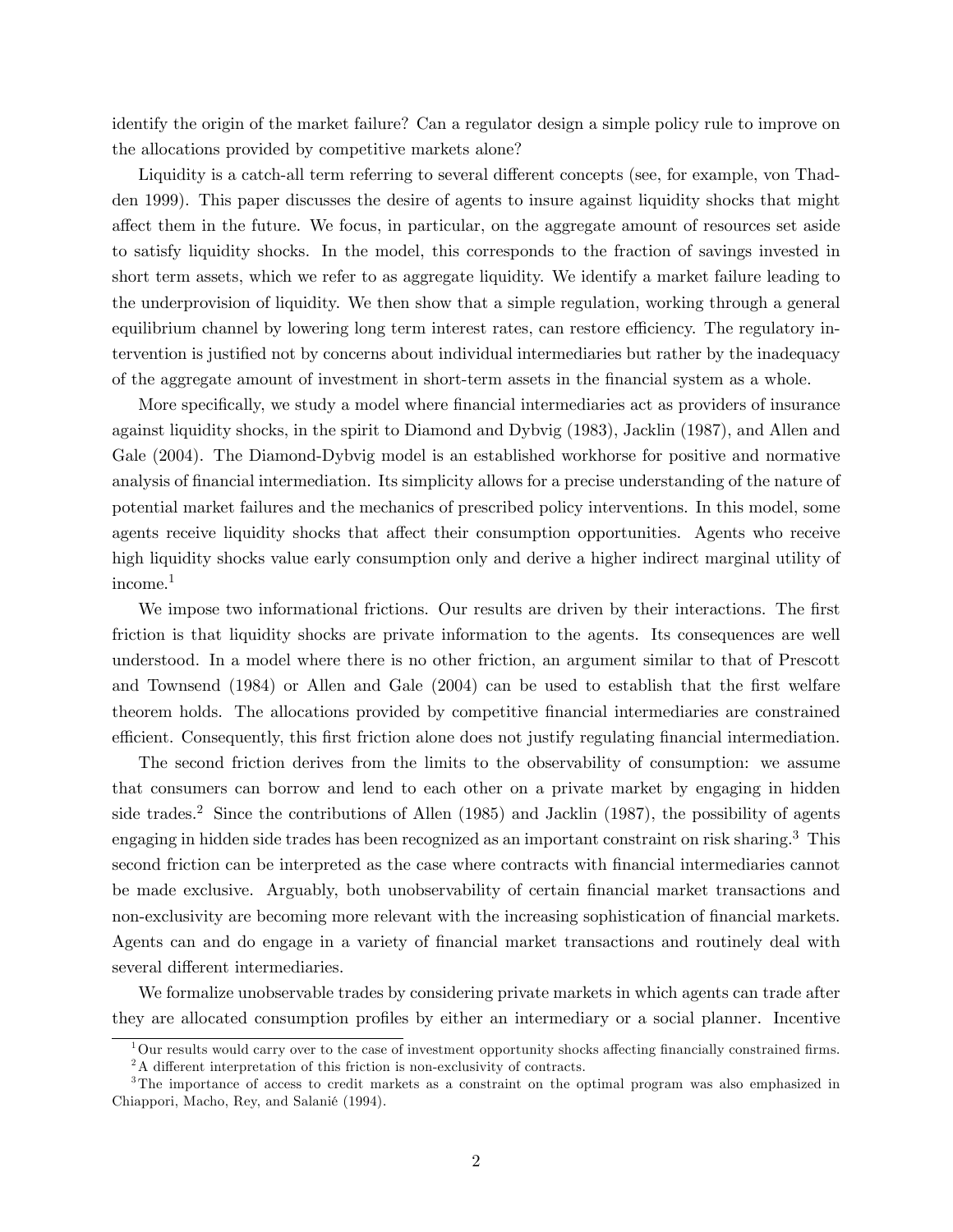identify the origin of the market failure? Can a regulator design a simple policy rule to improve on the allocations provided by competitive markets alone?

Liquidity is a catch-all term referring to several different concepts (see, for example, von Thadden 1999). This paper discusses the desire of agents to insure against liquidity shocks that might affect them in the future. We focus, in particular, on the aggregate amount of resources set aside to satisfy liquidity shocks. In the model, this corresponds to the fraction of savings invested in short term assets, which we refer to as aggregate liquidity. We identify a market failure leading to the underprovision of liquidity. We then show that a simple regulation, working through a general equilibrium channel by lowering long term interest rates, can restore efficiency. The regulatory intervention is justified not by concerns about individual intermediaries but rather by the inadequacy of the aggregate amount of investment in short-term assets in the financial system as a whole.

More specifically, we study a model where financial intermediaries act as providers of insurance against liquidity shocks, in the spirit to Diamond and Dybvig (1983), Jacklin (1987), and Allen and Gale (2004). The Diamond-Dybvig model is an established workhorse for positive and normative analysis of financial intermediation. Its simplicity allows for a precise understanding of the nature of potential market failures and the mechanics of prescribed policy interventions. In this model, some agents receive liquidity shocks that affect their consumption opportunities. Agents who receive high liquidity shocks value early consumption only and derive a higher indirect marginal utility of income.[1]

We impose two informational frictions. Our results are driven by their interactions. The first friction is that liquidity shocks are private information to the agents. Its consequences are well understood. In a model where there is no other friction, an argument similar to that of Prescott and Townsend (1984) or Allen and Gale (2004) can be used to establish that the first welfare theorem holds. The allocations provided by competitive financial intermediaries are constrained efficient. Consequently, this first friction alone does not justify regulating financial intermediation.

The second friction derives from the limits to the observability of consumption: we assume that consumers can borrow and lend to each other on a private market by engaging in hidden side trades.[2] Since the contributions of Allen (1985) and Jacklin (1987), the possibility of agents engaging in hidden side trades has been recognized as an important constraint on risk sharing.[3] This second friction can be interpreted as the case where contracts with financial intermediaries cannot be made exclusive. Arguably, both unobservability of certain financial market transactions and non-exclusivity are becoming more relevant with the increasing sophistication of financial markets. Agents can and do engage in a variety of financial market transactions and routinely deal with several different intermediaries.

We formalize unobservable trades by considering private markets in which agents can trade after they are allocated consumption profiles by either an intermediary or a social planner. Incentive

[1] Our results would carry over to the case of investment opportunity shocks affecting financially constrained firms.

[2] A different interpretation of this friction is non-exclusivity of contracts.

[3] The importance of access to credit markets as a constraint on the optimal program was also emphasized in Chiappori, Macho, Rey, and Salanié (1994).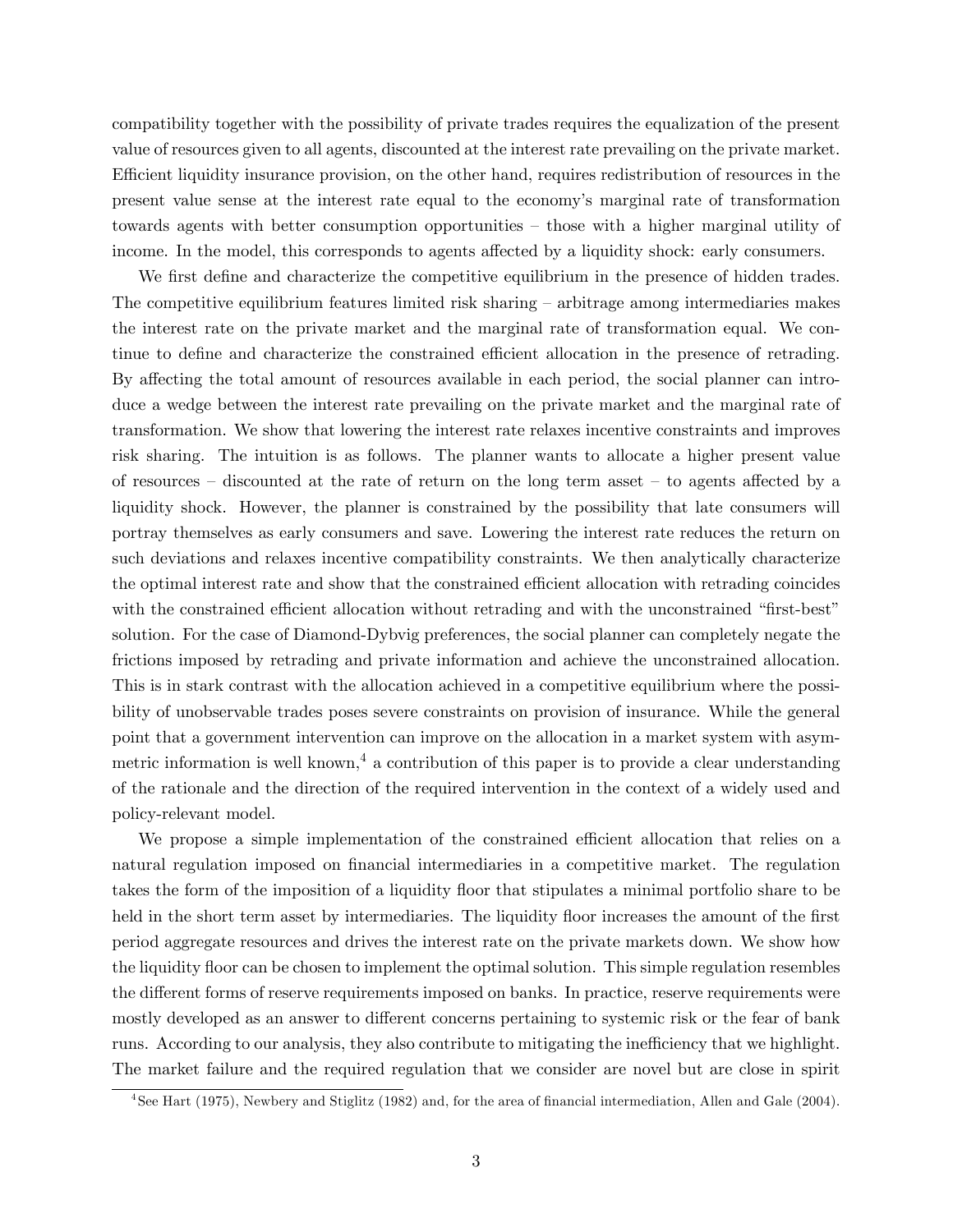compatibility together with the possibility of private trades requires the equalization of the present value of resources given to all agents, discounted at the interest rate prevailing on the private market. Efficient liquidity insurance provision, on the other hand, requires redistribution of resources in the present value sense at the interest rate equal to the economy's marginal rate of transformation towards agents with better consumption opportunities – those with a higher marginal utility of income. In the model, this corresponds to agents affected by a liquidity shock: early consumers.

We first define and characterize the competitive equilibrium in the presence of hidden trades. The competitive equilibrium features limited risk sharing – arbitrage among intermediaries makes the interest rate on the private market and the marginal rate of transformation equal. We continue to define and characterize the constrained efficient allocation in the presence of retrading. By affecting the total amount of resources available in each period, the social planner can introduce a wedge between the interest rate prevailing on the private market and the marginal rate of transformation. We show that lowering the interest rate relaxes incentive constraints and improves risk sharing. The intuition is as follows. The planner wants to allocate a higher present value of resources – discounted at the rate of return on the long term asset – to agents affected by a liquidity shock. However, the planner is constrained by the possibility that late consumers will portray themselves as early consumers and save. Lowering the interest rate reduces the return on such deviations and relaxes incentive compatibility constraints. We then analytically characterize the optimal interest rate and show that the constrained efficient allocation with retrading coincides with the constrained efficient allocation without retrading and with the unconstrained "first-best" solution. For the case of Diamond-Dybvig preferences, the social planner can completely negate the frictions imposed by retrading and private information and achieve the unconstrained allocation. This is in stark contrast with the allocation achieved in a competitive equilibrium where the possibility of unobservable trades poses severe constraints on provision of insurance. While the general point that a government intervention can improve on the allocation in a market system with asymmetric information is well known,[4] a contribution of this paper is to provide a clear understanding of the rationale and the direction of the required intervention in the context of a widely used and policy-relevant model.

We propose a simple implementation of the constrained efficient allocation that relies on a natural regulation imposed on financial intermediaries in a competitive market. The regulation takes the form of the imposition of a liquidity floor that stipulates a minimal portfolio share to be held in the short term asset by intermediaries. The liquidity floor increases the amount of the first period aggregate resources and drives the interest rate on the private markets down. We show how the liquidity floor can be chosen to implement the optimal solution. This simple regulation resembles the different forms of reserve requirements imposed on banks. In practice, reserve requirements were mostly developed as an answer to different concerns pertaining to systemic risk or the fear of bank runs. According to our analysis, they also contribute to mitigating the inefficiency that we highlight. The market failure and the required regulation that we consider are novel but are close in spirit

[4]See Hart (1975), Newbery and Stiglitz (1982) and, for the area of financial intermediation, Allen and Gale (2004).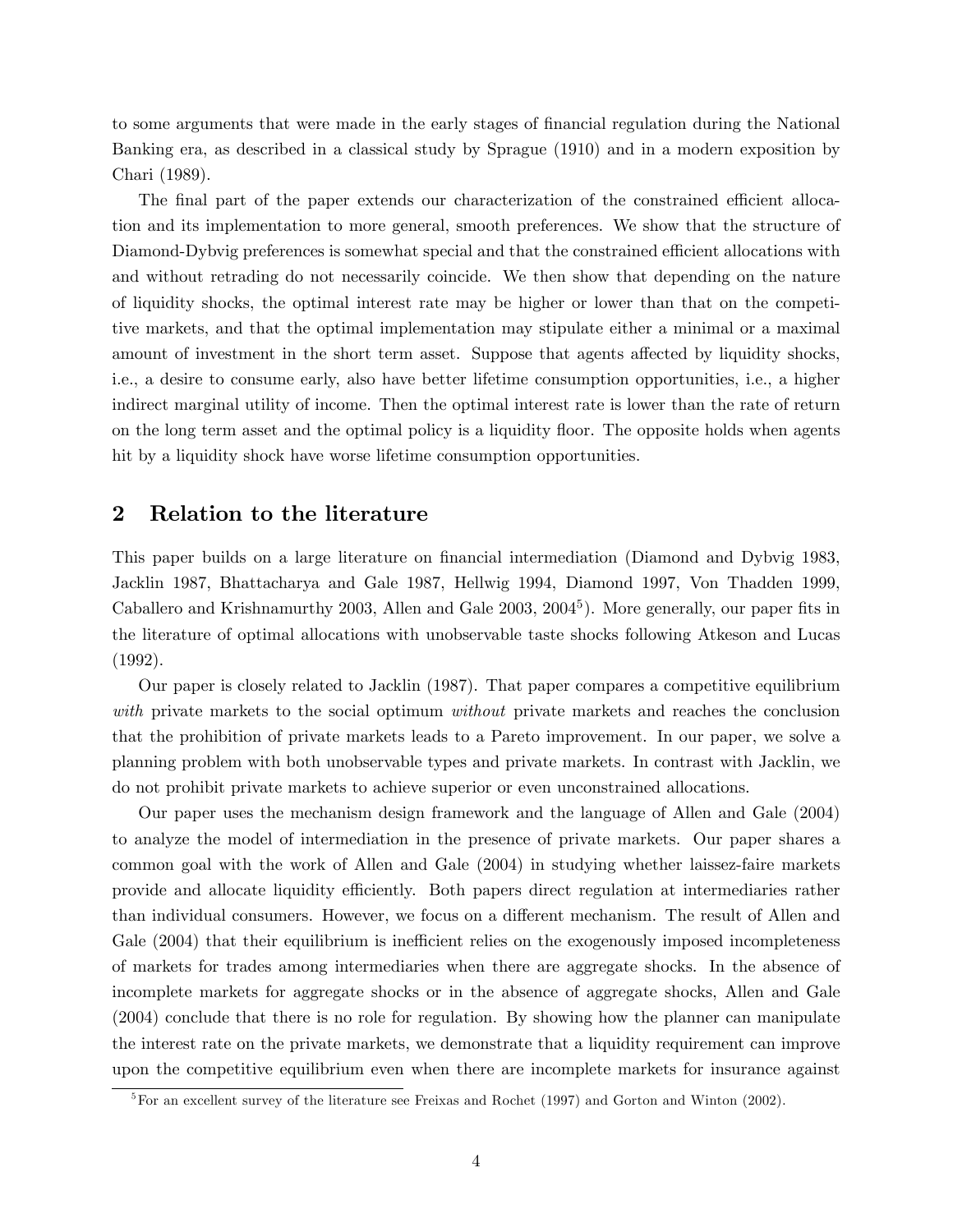to some arguments that were made in the early stages of financial regulation during the National Banking era, as described in a classical study by Sprague (1910) and in a modern exposition by Chari (1989).

The final part of the paper extends our characterization of the constrained efficient allocation and its implementation to more general, smooth preferences. We show that the structure of Diamond-Dybvig preferences is somewhat special and that the constrained efficient allocations with and without retrading do not necessarily coincide. We then show that depending on the nature of liquidity shocks, the optimal interest rate may be higher or lower than that on the competitive markets, and that the optimal implementation may stipulate either a minimal or a maximal amount of investment in the short term asset. Suppose that agents affected by liquidity shocks, i.e., a desire to consume early, also have better lifetime consumption opportunities, i.e., a higher indirect marginal utility of income. Then the optimal interest rate is lower than the rate of return on the long term asset and the optimal policy is a liquidity floor. The opposite holds when agents hit by a liquidity shock have worse lifetime consumption opportunities.

## 2 Relation to the literature

This paper builds on a large literature on financial intermediation (Diamond and Dybvig 1983, Jacklin 1987, Bhattacharya and Gale 1987, Hellwig 1994, Diamond 1997, Von Thadden 1999, Caballero and Krishnamurthy 2003, Allen and Gale 2003, 2004[5]). More generally, our paper fits in the literature of optimal allocations with unobservable taste shocks following Atkeson and Lucas (1992).

Our paper is closely related to Jacklin (1987). That paper compares a competitive equilibrium *with* private markets to the social optimum *without* private markets and reaches the conclusion that the prohibition of private markets leads to a Pareto improvement. In our paper, we solve a planning problem with both unobservable types and private markets. In contrast with Jacklin, we do not prohibit private markets to achieve superior or even unconstrained allocations.

Our paper uses the mechanism design framework and the language of Allen and Gale (2004) to analyze the model of intermediation in the presence of private markets. Our paper shares a common goal with the work of Allen and Gale (2004) in studying whether laissez-faire markets provide and allocate liquidity efficiently. Both papers direct regulation at intermediaries rather than individual consumers. However, we focus on a different mechanism. The result of Allen and Gale (2004) that their equilibrium is inefficient relies on the exogenously imposed incompleteness of markets for trades among intermediaries when there are aggregate shocks. In the absence of incomplete markets for aggregate shocks or in the absence of aggregate shocks, Allen and Gale (2004) conclude that there is no role for regulation. By showing how the planner can manipulate the interest rate on the private markets, we demonstrate that a liquidity requirement can improve upon the competitive equilibrium even when there are incomplete markets for insurance against

[5] For an excellent survey of the literature see Freixas and Rochet (1997) and Gorton and Winton (2002).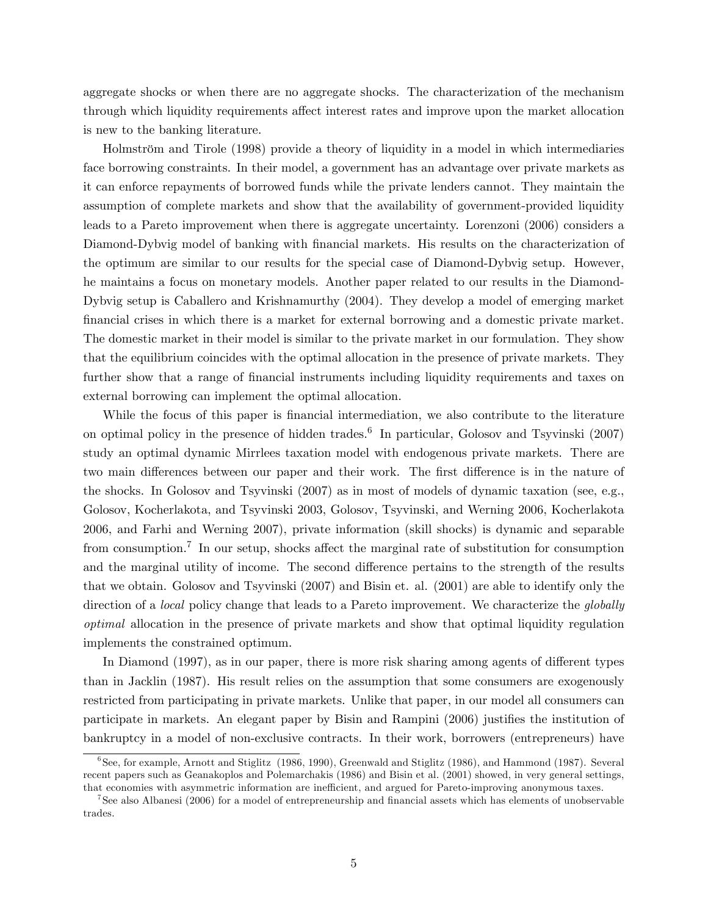aggregate shocks or when there are no aggregate shocks. The characterization of the mechanism through which liquidity requirements affect interest rates and improve upon the market allocation is new to the banking literature.

Holmström and Tirole (1998) provide a theory of liquidity in a model in which intermediaries face borrowing constraints. In their model, a government has an advantage over private markets as it can enforce repayments of borrowed funds while the private lenders cannot. They maintain the assumption of complete markets and show that the availability of government-provided liquidity leads to a Pareto improvement when there is aggregate uncertainty. Lorenzoni (2006) considers a Diamond-Dybvig model of banking with financial markets. His results on the characterization of the optimum are similar to our results for the special case of Diamond-Dybvig setup. However, he maintains a focus on monetary models. Another paper related to our results in the Diamond-Dybvig setup is Caballero and Krishnamurthy (2004). They develop a model of emerging market financial crises in which there is a market for external borrowing and a domestic private market. The domestic market in their model is similar to the private market in our formulation. They show that the equilibrium coincides with the optimal allocation in the presence of private markets. They further show that a range of financial instruments including liquidity requirements and taxes on external borrowing can implement the optimal allocation.

While the focus of this paper is financial intermediation, we also contribute to the literature on optimal policy in the presence of hidden trades.[6] In particular, Golosov and Tsyvinski (2007) study an optimal dynamic Mirrlees taxation model with endogenous private markets. There are two main differences between our paper and their work. The first difference is in the nature of the shocks. In Golosov and Tsyvinski (2007) as in most of models of dynamic taxation (see, e.g., Golosov, Kocherlakota, and Tsyvinski 2003, Golosov, Tsyvinski, and Werning 2006, Kocherlakota 2006, and Farhi and Werning 2007), private information (skill shocks) is dynamic and separable from consumption.[7] In our setup, shocks affect the marginal rate of substitution for consumption and the marginal utility of income. The second difference pertains to the strength of the results that we obtain. Golosov and Tsyvinski (2007) and Bisin et. al. (2001) are able to identify only the direction of a *local* policy change that leads to a Pareto improvement. We characterize the *globally optimal* allocation in the presence of private markets and show that optimal liquidity regulation implements the constrained optimum.

In Diamond (1997), as in our paper, there is more risk sharing among agents of different types than in Jacklin (1987). His result relies on the assumption that some consumers are exogenously restricted from participating in private markets. Unlike that paper, in our model all consumers can participate in markets. An elegant paper by Bisin and Rampini (2006) justifies the institution of bankruptcy in a model of non-exclusive contracts. In their work, borrowers (entrepreneurs) have

[6] See, for example, Arnott and Stiglitz (1986, 1990), Greenwald and Stiglitz (1986), and Hammond (1987). Several recent papers such as Geanakoplos and Polemarchakis (1986) and Bisin et al. (2001) showed, in very general settings, that economies with asymmetric information are inefficient, and argued for Pareto-improving anonymous taxes.

[7] See also Albanesi (2006) for a model of entrepreneurship and financial assets which has elements of unobservable trades.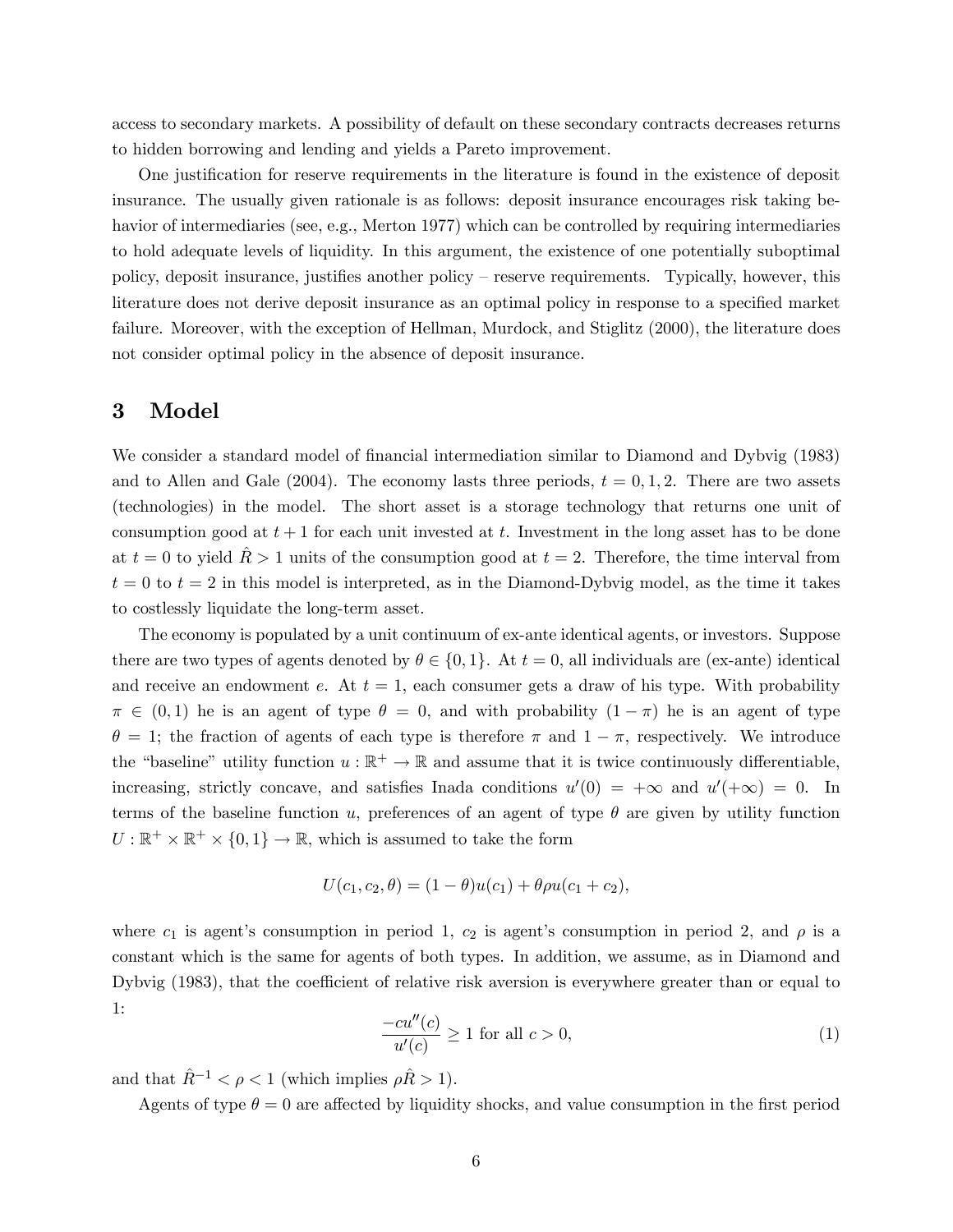access to secondary markets. A possibility of default on these secondary contracts decreases returns to hidden borrowing and lending and yields a Pareto improvement.

One justification for reserve requirements in the literature is found in the existence of deposit insurance. The usually given rationale is as follows: deposit insurance encourages risk taking behavior of intermediaries (see, e.g., Merton 1977) which can be controlled by requiring intermediaries to hold adequate levels of liquidity. In this argument, the existence of one potentially suboptimal policy, deposit insurance, justifies another policy – reserve requirements. Typically, however, this literature does not derive deposit insurance as an optimal policy in response to a specified market failure. Moreover, with the exception of Hellman, Murdock, and Stiglitz (2000), the literature does not consider optimal policy in the absence of deposit insurance.

# 3 Model

We consider a standard model of financial intermediation similar to Diamond and Dybvig (1983) and to Allen and Gale (2004). The economy lasts three periods, $t = 0, 1, 2$. There are two assets (technologies) in the model. The short asset is a storage technology that returns one unit of consumption good at $t + 1$ for each unit invested at $t$. Investment in the long asset has to be done at $t = 0$ to yield $\hat{R} > 1$ units of the consumption good at $t = 2$. Therefore, the time interval from $t = 0$ to $t = 2$ in this model is interpreted, as in the Diamond-Dybvig model, as the time it takes to costlessly liquidate the long-term asset.

The economy is populated by a unit continuum of ex-ante identical agents, or investors. Suppose there are two types of agents denoted by $\theta \in \{0, 1\}$. At $t = 0$, all individuals are (ex-ante) identical and receive an endowment $e$. At $t = 1$, each consumer gets a draw of his type. With probability $\pi \in (0, 1)$ he is an agent of type $\theta = 0$, and with probability $(1 - \pi)$ he is an agent of type $\theta = 1$; the fraction of agents of each type is therefore $\pi$ and $1 - \pi$, respectively. We introduce the "baseline" utility function $u : \mathbb{R}^+ \to \mathbb{R}$ and assume that it is twice continuously differentiable, increasing, strictly concave, and satisfies Inada conditions $u'(0) = +\infty$ and $u'(+\infty) = 0$. In terms of the baseline function $u$, preferences of an agent of type $\theta$ are given by utility function $U : \mathbb{R}^+ \times \mathbb{R}^+ \times \{0, 1\} \to \mathbb{R}$, which is assumed to take the form

$$U(c_1, c_2, \theta) = (1 - \theta)u(c_1) + \theta \rho u(c_1 + c_2),$$

where $c_1$ is agent's consumption in period 1, $c_2$ is agent's consumption in period 2, and $\rho$ is a constant which is the same for agents of both types. In addition, we assume, as in Diamond and Dybvig (1983), that the coefficient of relative risk aversion is everywhere greater than or equal to 1:

$$\frac{-cu''(c)}{u'(c)} \geq 1 \text{ for all } c > 0, \tag{1}$$

and that $\hat{R}^{-1} < \rho < 1$ (which implies $\rho \hat{R} > 1$).

Agents of type $\theta = 0$ are affected by liquidity shocks, and value consumption in the first period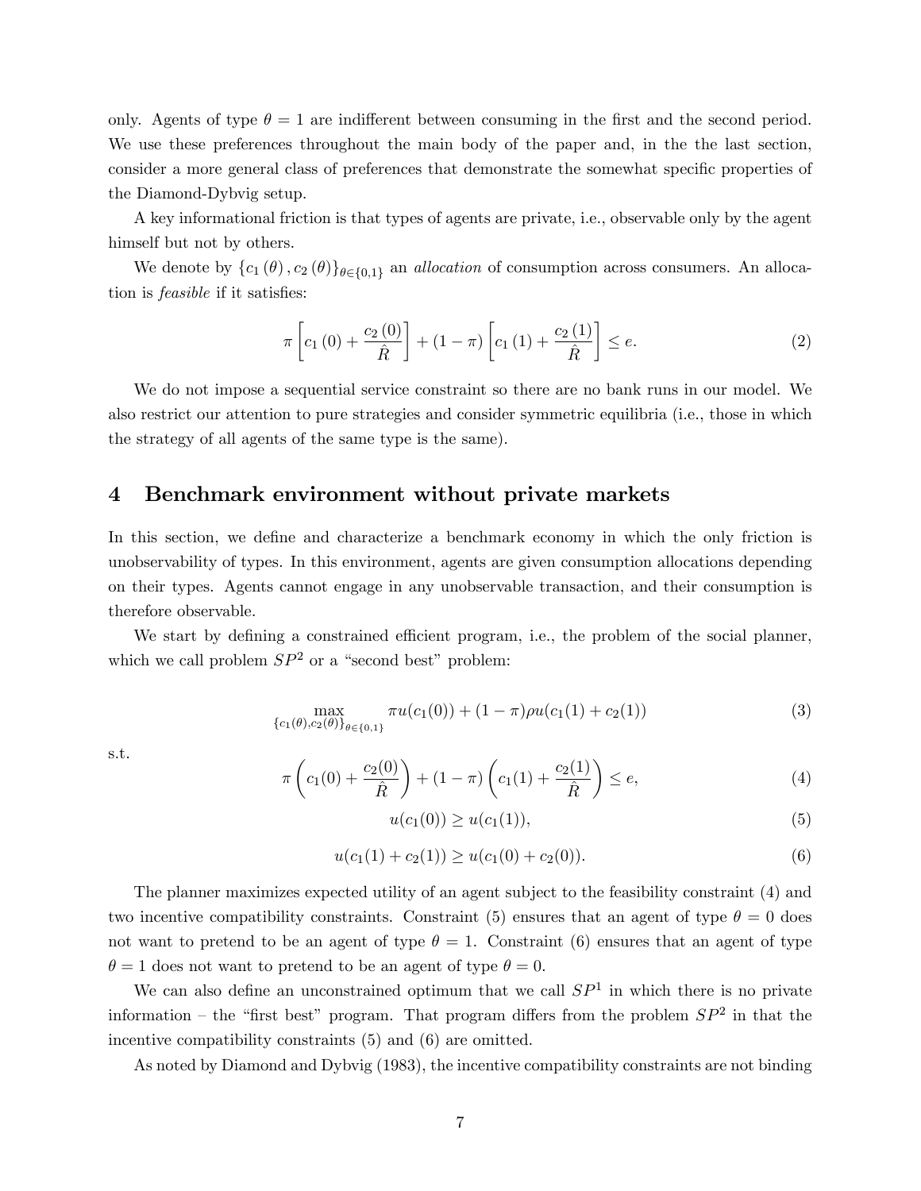only. Agents of type $\theta = 1$ are indifferent between consuming in the first and the second period. We use these preferences throughout the main body of the paper and, in the the last section, consider a more general class of preferences that demonstrate the somewhat specific properties of the Diamond-Dybvig setup.

A key informational friction is that types of agents are private, i.e., observable only by the agent himself but not by others.

We denote by $\{c_1(\theta), c_2(\theta)\}_{\theta \in \{0,1\}}$ an *allocation* of consumption across consumers. An allocation is *feasible* if it satisfies:

$$\pi \left[ c_1(0) + \frac{c_2(0)}{\hat{R}} \right] + (1 - \pi) \left[ c_1(1) + \frac{c_2(1)}{\hat{R}} \right] \leq e. \tag{2}$$

We do not impose a sequential service constraint so there are no bank runs in our model. We also restrict our attention to pure strategies and consider symmetric equilibria (i.e., those in which the strategy of all agents of the same type is the same).

## 4 Benchmark environment without private markets

In this section, we define and characterize a benchmark economy in which the only friction is unobservability of types. In this environment, agents are given consumption allocations depending on their types. Agents cannot engage in any unobservable transaction, and their consumption is therefore observable.

We start by defining a constrained efficient program, i.e., the problem of the social planner, which we call problem $SP^2$ or a "second best" problem:

$$\max_{\{c_1(\theta), c_2(\theta)\}_{\theta \in \{0,1\}}} \pi u(c_1(0)) + (1 - \pi) \rho u(c_1(1) + c_2(1)) \tag{3}$$

s.t.

$$\pi \left( c_1(0) + \frac{c_2(0)}{\hat{R}} \right) + (1 - \pi) \left( c_1(1) + \frac{c_2(1)}{\hat{R}} \right) \leq e, \tag{4}$$

$$u(c_1(0)) \geq u(c_1(1)), \tag{5}$$

$$u(c_1(1) + c_2(1)) \geq u(c_1(0) + c_2(0)). \tag{6}$$

The planner maximizes expected utility of an agent subject to the feasibility constraint (4) and two incentive compatibility constraints. Constraint (5) ensures that an agent of type $\theta = 0$ does not want to pretend to be an agent of type $\theta = 1$. Constraint (6) ensures that an agent of type $\theta = 1$ does not want to pretend to be an agent of type $\theta = 0$.

We can also define an unconstrained optimum that we call $SP^1$ in which there is no private information – the "first best" program. That program differs from the problem $SP^2$ in that the incentive compatibility constraints (5) and (6) are omitted.

As noted by Diamond and Dybvig (1983), the incentive compatibility constraints are not binding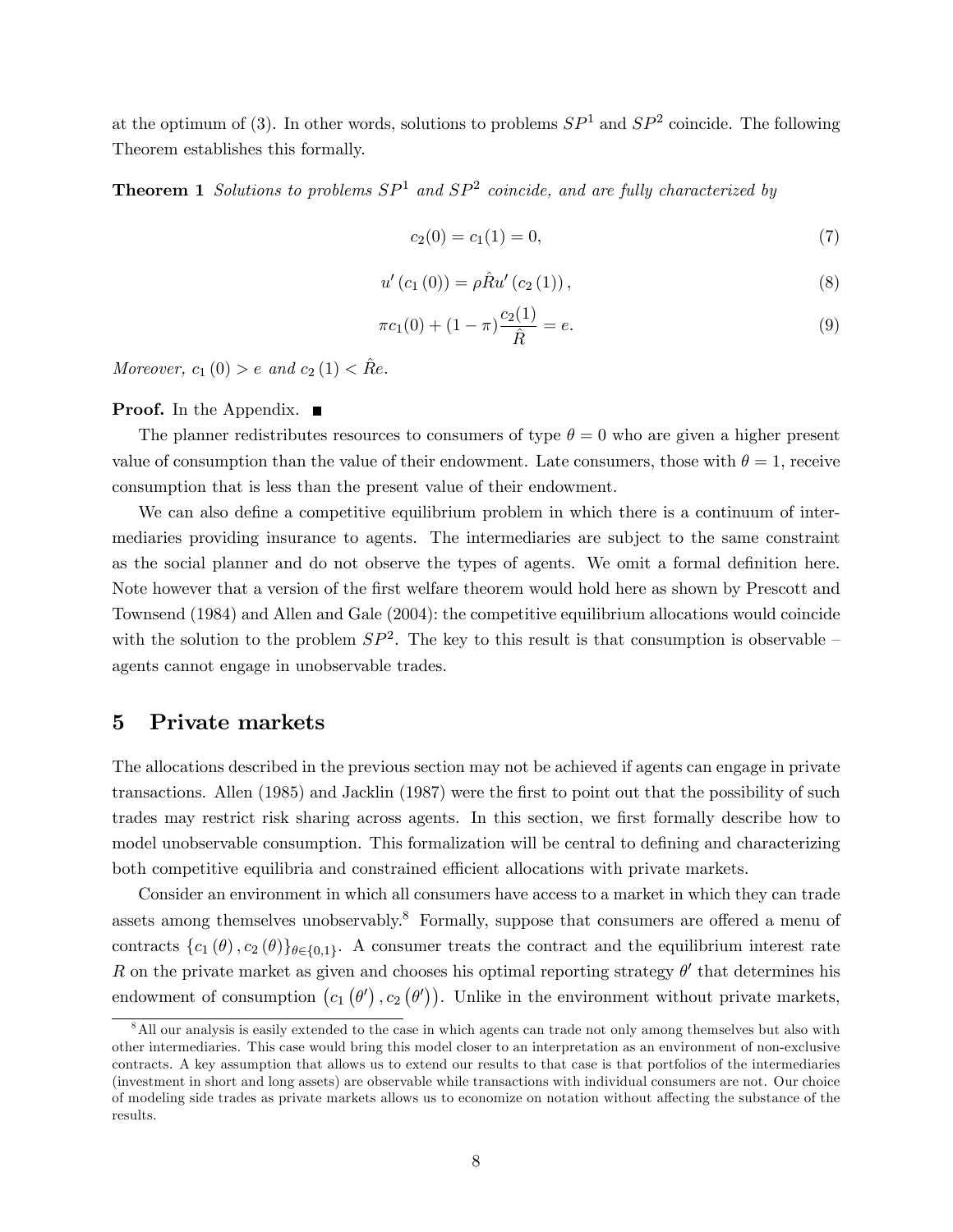at the optimum of (3). In other words, solutions to problems $SP^1$ and $SP^2$ coincide. The following Theorem establishes this formally.

**Theorem 1** *Solutions to problems $SP^1$ and $SP^2$ coincide, and are fully characterized by*

$$c_2(0) = c_1(1) = 0, \tag{7}$$

$$u'(c_1(0)) = \rho \hat{R} u'(c_2(1)), \tag{8}$$

$$\pi c_1(0) + (1-\pi)\frac{c_2(1)}{\hat{R}} = e. \tag{9}$$

*Moreover, $c_1(0) > e$ and $c_2(1) < \hat{R}e$.*

**Proof.** In the Appendix. ■

The planner redistributes resources to consumers of type $\theta = 0$ who are given a higher present value of consumption than the value of their endowment. Late consumers, those with $\theta = 1$, receive consumption that is less than the present value of their endowment.

We can also define a competitive equilibrium problem in which there is a continuum of intermediaries providing insurance to agents. The intermediaries are subject to the same constraint as the social planner and do not observe the types of agents. We omit a formal definition here. Note however that a version of the first welfare theorem would hold here as shown by Prescott and Townsend (1984) and Allen and Gale (2004): the competitive equilibrium allocations would coincide with the solution to the problem $SP^2$. The key to this result is that consumption is observable – agents cannot engage in unobservable trades.

## 5 Private markets

The allocations described in the previous section may not be achieved if agents can engage in private transactions. Allen (1985) and Jacklin (1987) were the first to point out that the possibility of such trades may restrict risk sharing across agents. In this section, we first formally describe how to model unobservable consumption. This formalization will be central to defining and characterizing both competitive equilibria and constrained efficient allocations with private markets.

Consider an environment in which all consumers have access to a market in which they can trade assets among themselves unobservably.[8] Formally, suppose that consumers are offered a menu of contracts $\{c_1(\theta), c_2(\theta)\}_{\theta \in \{0,1\}}$. A consumer treats the contract and the equilibrium interest rate $R$ on the private market as given and chooses his optimal reporting strategy $\theta'$ that determines his endowment of consumption $(c_1(\theta'), c_2(\theta'))$. Unlike in the environment without private markets,

[8] All our analysis is easily extended to the case in which agents can trade not only among themselves but also with other intermediaries. This case would bring this model closer to an interpretation as an environment of non-exclusive contracts. A key assumption that allows us to extend our results to that case is that portfolios of the intermediaries (investment in short and long assets) are observable while transactions with individual consumers are not. Our choice of modeling side trades as private markets allows us to economize on notation without affecting the substance of the results.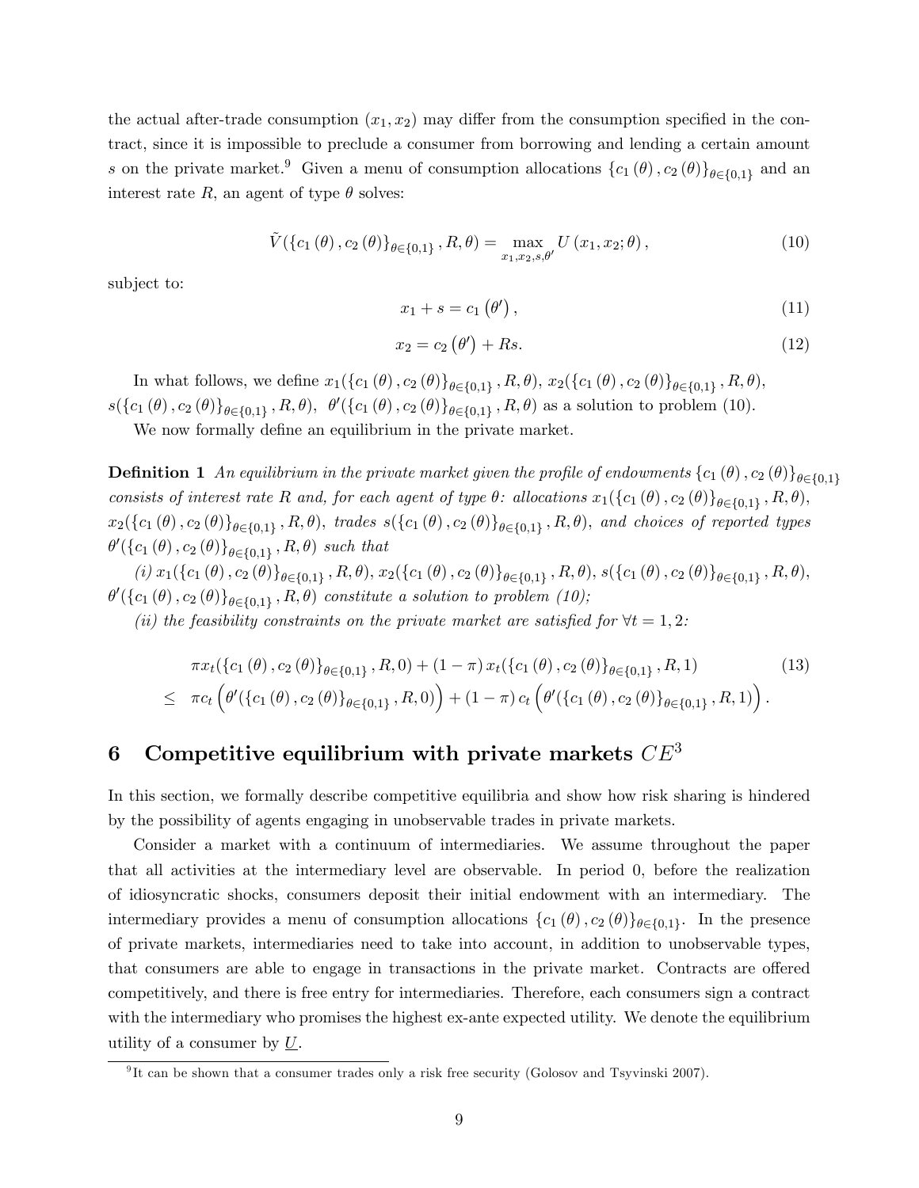the actual after-trade consumption $(x_1, x_2)$ may differ from the consumption specified in the contract, since it is impossible to preclude a consumer from borrowing and lending a certain amount $s$ on the private market.[9] Given a menu of consumption allocations $\{c_1(\theta), c_2(\theta)\}_{\theta\in\{0,1\}}$ and an interest rate $R$, an agent of type $\theta$ solves:

$$\tilde{V}(\{c_1(\theta), c_2(\theta)\}_{\theta\in\{0,1\}}, R, \theta) = \max_{x_1, x_2, s, \theta'} U(x_1, x_2; \theta), \tag{10}$$

subject to:

$$x_1 + s = c_1(\theta'), \tag{11}$$

$$x_2 = c_2(\theta') + Rs. \tag{12}$$

In what follows, we define $x_1(\{c_1(\theta), c_2(\theta)\}_{\theta\in\{0,1\}}, R, \theta)$, $x_2(\{c_1(\theta), c_2(\theta)\}_{\theta\in\{0,1\}}, R, \theta)$, $s(\{c_1(\theta), c_2(\theta)\}_{\theta\in\{0,1\}}, R, \theta)$, $\theta'(\{c_1(\theta), c_2(\theta)\}_{\theta\in\{0,1\}}, R, \theta)$ as a solution to problem (10).

We now formally define an equilibrium in the private market.

**Definition 1** *An equilibrium in the private market given the profile of endowments $\{c_1(\theta), c_2(\theta)\}_{\theta\in\{0,1\}}$ consists of interest rate $R$ and, for each agent of type $\theta$: allocations $x_1(\{c_1(\theta), c_2(\theta)\}_{\theta\in\{0,1\}}, R, \theta)$, $x_2(\{c_1(\theta), c_2(\theta)\}_{\theta\in\{0,1\}}, R, \theta)$, trades $s(\{c_1(\theta), c_2(\theta)\}_{\theta\in\{0,1\}}, R, \theta)$, and choices of reported types $\theta'(\{c_1(\theta), c_2(\theta)\}_{\theta\in\{0,1\}}, R, \theta)$ such that*

*(i) $x_1(\{c_1(\theta), c_2(\theta)\}_{\theta\in\{0,1\}}, R, \theta)$, $x_2(\{c_1(\theta), c_2(\theta)\}_{\theta\in\{0,1\}}, R, \theta)$, $s(\{c_1(\theta), c_2(\theta)\}_{\theta\in\{0,1\}}, R, \theta)$, $\theta'(\{c_1(\theta), c_2(\theta)\}_{\theta\in\{0,1\}}, R, \theta)$ constitute a solution to problem (10);*

*(ii) the feasibility constraints on the private market are satisfied for $\forall t = 1, 2$:*

$$\begin{aligned} &\pi x_t(\{c_1(\theta), c_2(\theta)\}_{\theta\in\{0,1\}}, R, 0) + (1-\pi)\, x_t(\{c_1(\theta), c_2(\theta)\}_{\theta\in\{0,1\}}, R, 1) \\ \leq\ &\pi c_t\left(\theta'(\{c_1(\theta), c_2(\theta)\}_{\theta\in\{0,1\}}, R, 0)\right) + (1-\pi)\, c_t\left(\theta'(\{c_1(\theta), c_2(\theta)\}_{\theta\in\{0,1\}}, R, 1)\right). \end{aligned} \tag{13}$$

# 6 Competitive equilibrium with private markets $CE^3$

In this section, we formally describe competitive equilibria and show how risk sharing is hindered by the possibility of agents engaging in unobservable trades in private markets.

Consider a market with a continuum of intermediaries. We assume throughout the paper that all activities at the intermediary level are observable. In period 0, before the realization of idiosyncratic shocks, consumers deposit their initial endowment with an intermediary. The intermediary provides a menu of consumption allocations $\{c_1(\theta), c_2(\theta)\}_{\theta\in\{0,1\}}$. In the presence of private markets, intermediaries need to take into account, in addition to unobservable types, that consumers are able to engage in transactions in the private market. Contracts are offered competitively, and there is free entry for intermediaries. Therefore, each consumers sign a contract with the intermediary who promises the highest ex-ante expected utility. We denote the equilibrium utility of a consumer by $\underline{U}$.

[9] It can be shown that a consumer trades only a risk free security (Golosov and Tsyvinski 2007).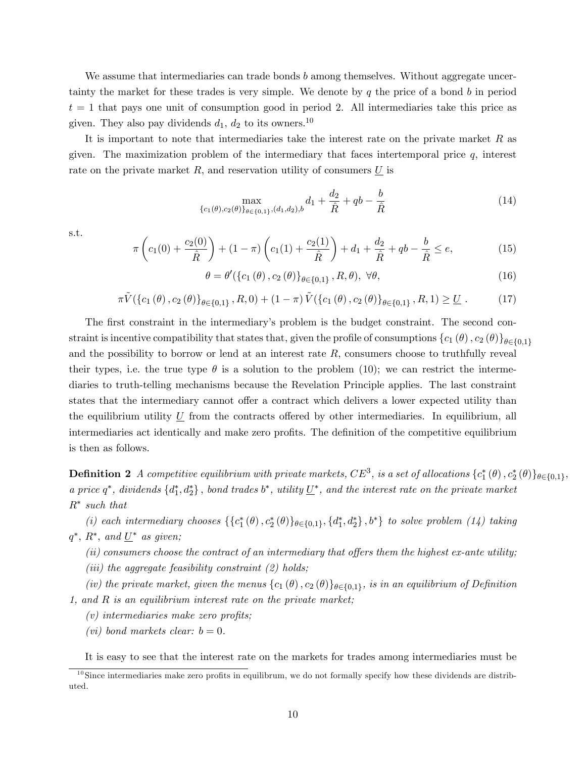We assume that intermediaries can trade bonds $b$ among themselves. Without aggregate uncertainty the market for these trades is very simple. We denote by $q$ the price of a bond $b$ in period $t = 1$ that pays one unit of consumption good in period 2. All intermediaries take this price as given. They also pay dividends $d_1$, $d_2$ to its owners.[10]

It is important to note that intermediaries take the interest rate on the private market $R$ as given. The maximization problem of the intermediary that faces intertemporal price $q$, interest rate on the private market $R$, and reservation utility of consumers $\underline{U}$ is

$$\max_{\{c_1(\theta),c_2(\theta)\}_{\theta\in\{0,1\}},(d_1,d_2),b} d_1 + \frac{d_2}{\hat{R}} + qb - \frac{b}{\hat{R}} \tag{14}$$

s.t.

$$\pi\left(c_1(0) + \frac{c_2(0)}{\hat{R}}\right) + (1-\pi)\left(c_1(1) + \frac{c_2(1)}{\hat{R}}\right) + d_1 + \frac{d_2}{\hat{R}} + qb - \frac{b}{\hat{R}} \leq e, \tag{15}$$

$$\theta = \theta'(\{c_1(\theta), c_2(\theta)\}_{\theta\in\{0,1\}}, R, \theta), \ \forall\theta, \tag{16}$$

$$\pi\tilde{V}(\{c_1(\theta), c_2(\theta)\}_{\theta\in\{0,1\}}, R, 0) + (1-\pi)\tilde{V}(\{c_1(\theta), c_2(\theta)\}_{\theta\in\{0,1\}}, R, 1) \geq \underline{U}\,. \tag{17}$$

The first constraint in the intermediary's problem is the budget constraint. The second constraint is incentive compatibility that states that, given the profile of consumptions $\{c_1(\theta), c_2(\theta)\}_{\theta\in\{0,1\}}$ and the possibility to borrow or lend at an interest rate $R$, consumers choose to truthfully reveal their types, i.e. the true type $\theta$ is a solution to the problem (10); we can restrict the intermediaries to truth-telling mechanisms because the Revelation Principle applies. The last constraint states that the intermediary cannot offer a contract which delivers a lower expected utility than the equilibrium utility $\underline{U}$ from the contracts offered by other intermediaries. In equilibrium, all intermediaries act identically and make zero profits. The definition of the competitive equilibrium is then as follows.

**Definition 2** *A competitive equilibrium with private markets, $CE^3$, is a set of allocations $\{c_1^*(\theta), c_2^*(\theta)\}_{\theta\in\{0,1\}}$, a price $q^*$, dividends $\{d_1^*, d_2^*\}$, bond trades $b^*$, utility $\underline{U}^*$, and the interest rate on the private market $R^*$ such that*

*(i) each intermediary chooses $\{\{c_1^*(\theta), c_2^*(\theta)\}_{\theta\in\{0,1\}}, \{d_1^*, d_2^*\}, b^*\}$ to solve problem (14) taking $q^*$, $R^*$, and $\underline{U}^*$ as given;*

*(ii) consumers choose the contract of an intermediary that offers them the highest ex-ante utility;*

*(iii) the aggregate feasibility constraint (2) holds;*

*(iv) the private market, given the menus $\{c_1(\theta), c_2(\theta)\}_{\theta\in\{0,1\}}$, is in an equilibrium of Definition 1, and $R$ is an equilibrium interest rate on the private market;*

*(v) intermediaries make zero profits;*

*(vi) bond markets clear: $b = 0$.*

It is easy to see that the interest rate on the markets for trades among intermediaries must be

[10] Since intermediaries make zero profits in equilibrum, we do not formally specify how these dividends are distributed.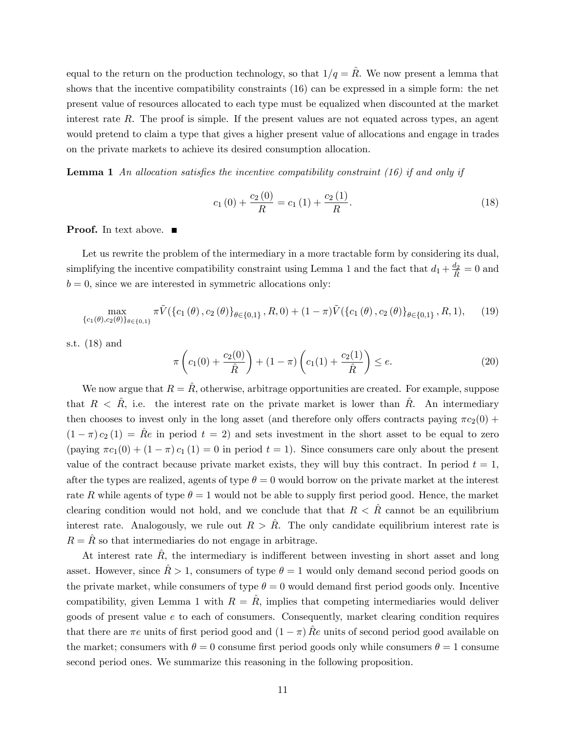equal to the return on the production technology, so that $1/q = \hat{R}$. We now present a lemma that shows that the incentive compatibility constraints (16) can be expressed in a simple form: the net present value of resources allocated to each type must be equalized when discounted at the market interest rate $R$. The proof is simple. If the present values are not equated across types, an agent would pretend to claim a type that gives a higher present value of allocations and engage in trades on the private markets to achieve its desired consumption allocation.

**Lemma 1** *An allocation satisfies the incentive compatibility constraint (16) if and only if*

$$c_1(0) + \frac{c_2(0)}{R} = c_1(1) + \frac{c_2(1)}{R}. \tag{18}$$

**Proof.** In text above. ■

Let us rewrite the problem of the intermediary in a more tractable form by considering its dual, simplifying the incentive compatibility constraint using Lemma 1 and the fact that $d_1 + \frac{d_2}{R} = 0$ and $b = 0$, since we are interested in symmetric allocations only:

$$\max_{\{c_1(\theta), c_2(\theta)\}_{\theta\in\{0,1\}}} \pi \tilde{V}(\{c_1(\theta), c_2(\theta)\}_{\theta\in\{0,1\}}, R, 0) + (1-\pi)\tilde{V}(\{c_1(\theta), c_2(\theta)\}_{\theta\in\{0,1\}}, R, 1), \tag{19}$$

s.t. (18) and

$$\pi\left(c_1(0) + \frac{c_2(0)}{\hat{R}}\right) + (1-\pi)\left(c_1(1) + \frac{c_2(1)}{\hat{R}}\right) \leq e. \tag{20}$$

We now argue that $R = \hat{R}$, otherwise, arbitrage opportunities are created. For example, suppose that $R < \hat{R}$, i.e. the interest rate on the private market is lower than $\hat{R}$. An intermediary then chooses to invest only in the long asset (and therefore only offers contracts paying $\pi c_2(0) + (1-\pi) c_2(1) = \hat{R}e$ in period $t = 2$) and sets investment in the short asset to be equal to zero (paying $\pi c_1(0) + (1-\pi) c_1(1) = 0$ in period $t = 1$). Since consumers care only about the present value of the contract because private market exists, they will buy this contract. In period $t = 1$, after the types are realized, agents of type $\theta = 0$ would borrow on the private market at the interest rate $R$ while agents of type $\theta = 1$ would not be able to supply first period good. Hence, the market clearing condition would not hold, and we conclude that that $R < \hat{R}$ cannot be an equilibrium interest rate. Analogously, we rule out $R > \hat{R}$. The only candidate equilibrium interest rate is $R = \hat{R}$ so that intermediaries do not engage in arbitrage.

At interest rate $\hat{R}$, the intermediary is indifferent between investing in short asset and long asset. However, since $\hat{R} > 1$, consumers of type $\theta = 1$ would only demand second period goods on the private market, while consumers of type $\theta = 0$ would demand first period goods only. Incentive compatibility, given Lemma 1 with $R = \hat{R}$, implies that competing intermediaries would deliver goods of present value $e$ to each of consumers. Consequently, market clearing condition requires that there are $\pi e$ units of first period good and $(1-\pi)\hat{R}e$ units of second period good available on the market; consumers with $\theta = 0$ consume first period goods only while consumers $\theta = 1$ consume second period ones. We summarize this reasoning in the following proposition.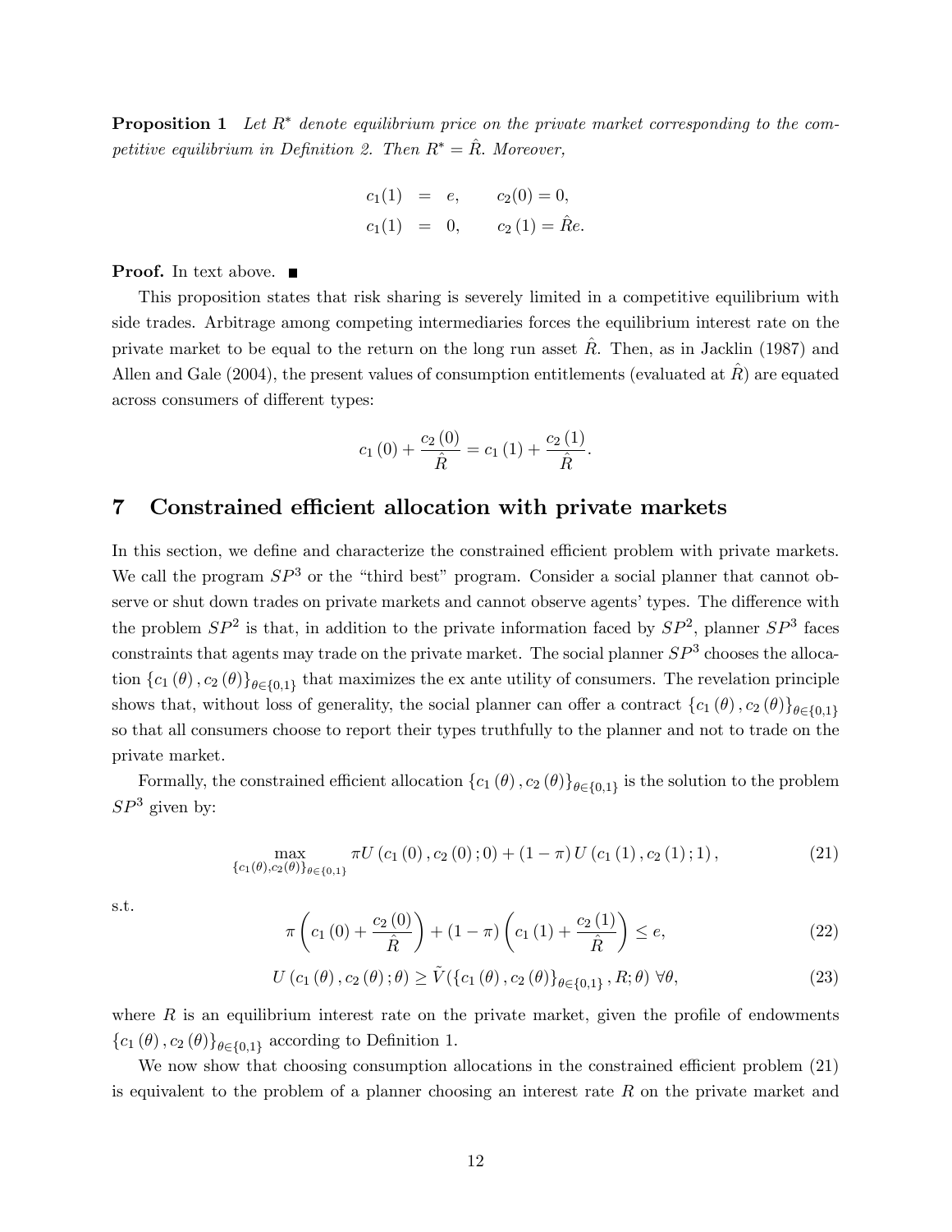**Proposition 1** *Let $R^*$ denote equilibrium price on the private market corresponding to the competitive equilibrium in Definition 2. Then $R^* = \hat{R}$. Moreover,*

$$
\begin{aligned}
c_1(1) &= e, \qquad c_2(0) = 0, \\
c_1(1) &= 0, \qquad c_2(1) = \hat{R}e.
\end{aligned}
$$

**Proof.** In text above. ■

This proposition states that risk sharing is severely limited in a competitive equilibrium with side trades. Arbitrage among competing intermediaries forces the equilibrium interest rate on the private market to be equal to the return on the long run asset $\hat{R}$. Then, as in Jacklin (1987) and Allen and Gale (2004), the present values of consumption entitlements (evaluated at $\hat{R}$) are equated across consumers of different types:

$$
c_1(0) + \frac{c_2(0)}{\hat{R}} = c_1(1) + \frac{c_2(1)}{\hat{R}}.
$$

# 7 Constrained efficient allocation with private markets

In this section, we define and characterize the constrained efficient problem with private markets. We call the program $SP^3$ or the "third best" program. Consider a social planner that cannot observe or shut down trades on private markets and cannot observe agents' types. The difference with the problem $SP^2$ is that, in addition to the private information faced by $SP^2$, planner $SP^3$ faces constraints that agents may trade on the private market. The social planner $SP^3$ chooses the allocation $\{c_1(\theta), c_2(\theta)\}_{\theta\in\{0,1\}}$ that maximizes the ex ante utility of consumers. The revelation principle shows that, without loss of generality, the social planner can offer a contract $\{c_1(\theta), c_2(\theta)\}_{\theta\in\{0,1\}}$ so that all consumers choose to report their types truthfully to the planner and not to trade on the private market.

Formally, the constrained efficient allocation $\{c_1(\theta), c_2(\theta)\}_{\theta\in\{0,1\}}$ is the solution to the problem $SP^3$ given by:

$$
\max_{\{c_1(\theta), c_2(\theta)\}_{\theta\in\{0,1\}}} \pi U(c_1(0), c_2(0); 0) + (1-\pi) U(c_1(1), c_2(1); 1), \tag{21}
$$

s.t.

$$
\pi \left( c_1(0) + \frac{c_2(0)}{\hat{R}} \right) + (1-\pi) \left( c_1(1) + \frac{c_2(1)}{\hat{R}} \right) \leq e, \tag{22}
$$

$$
U(c_1(\theta), c_2(\theta); \theta) \geq \tilde{V}(\{c_1(\theta), c_2(\theta)\}_{\theta\in\{0,1\}}, R; \theta) \ \forall \theta, \tag{23}
$$

where $R$ is an equilibrium interest rate on the private market, given the profile of endowments $\{c_1(\theta), c_2(\theta)\}_{\theta\in\{0,1\}}$ according to Definition 1.

We now show that choosing consumption allocations in the constrained efficient problem (21) is equivalent to the problem of a planner choosing an interest rate $R$ on the private market and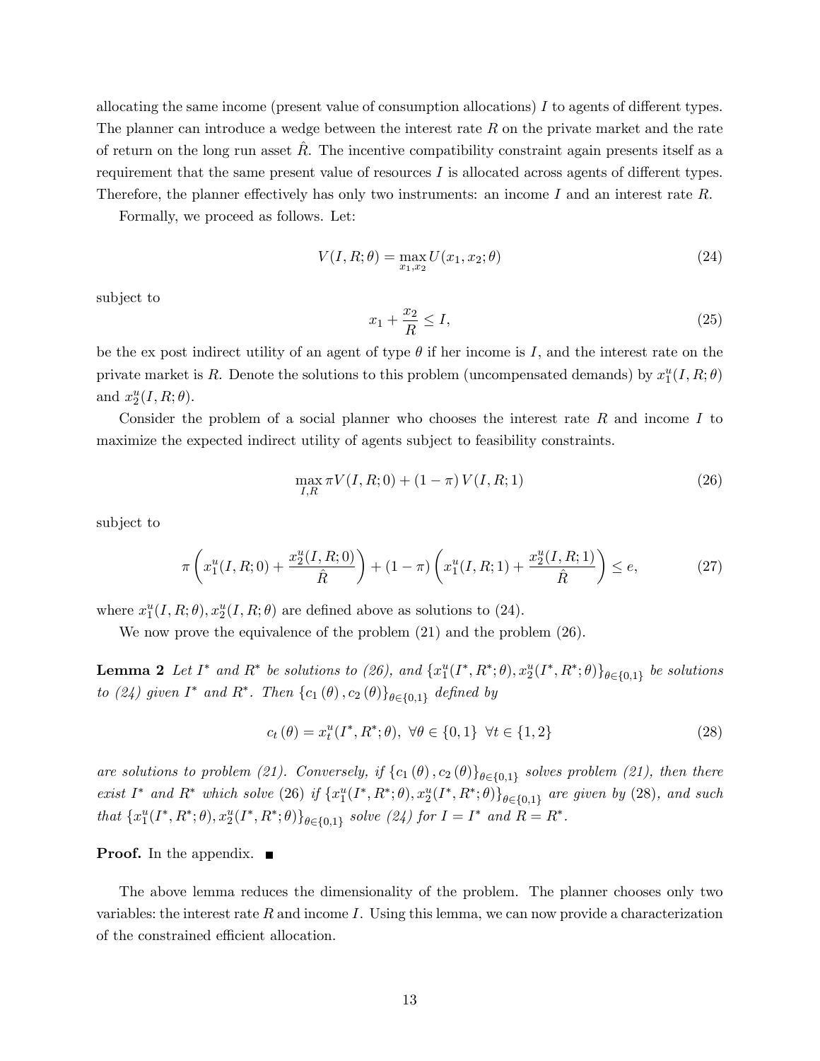allocating the same income (present value of consumption allocations) $I$ to agents of different types. The planner can introduce a wedge between the interest rate $R$ on the private market and the rate of return on the long run asset $\hat{R}$. The incentive compatibility constraint again presents itself as a requirement that the same present value of resources $I$ is allocated across agents of different types. Therefore, the planner effectively has only two instruments: an income $I$ and an interest rate $R$.

Formally, we proceed as follows. Let:

$$V(I, R; \theta) = \max_{x_1, x_2} U(x_1, x_2; \theta) \tag{24}$$

subject to

$$x_1 + \frac{x_2}{R} \leq I, \tag{25}$$

be the ex post indirect utility of an agent of type $\theta$ if her income is $I$, and the interest rate on the private market is $R$. Denote the solutions to this problem (uncompensated demands) by $x_1^u(I, R; \theta)$ and $x_2^u(I, R; \theta)$.

Consider the problem of a social planner who chooses the interest rate $R$ and income $I$ to maximize the expected indirect utility of agents subject to feasibility constraints.

$$\max_{I,R} \pi V(I, R; 0) + (1 - \pi) V(I, R; 1) \tag{26}$$

subject to

$$\pi \left( x_1^u(I, R; 0) + \frac{x_2^u(I, R; 0)}{\hat{R}} \right) + (1 - \pi) \left( x_1^u(I, R; 1) + \frac{x_2^u(I, R; 1)}{\hat{R}} \right) \leq e, \tag{27}$$

where $x_1^u(I, R; \theta), x_2^u(I, R; \theta)$ are defined above as solutions to (24).

We now prove the equivalence of the problem (21) and the problem (26).

**Lemma 2** *Let $I^*$ and $R^*$ be solutions to (26), and $\{x_1^u(I^*, R^*; \theta), x_2^u(I^*, R^*; \theta)\}_{\theta \in \{0,1\}}$ be solutions to (24) given $I^*$ and $R^*$. Then $\{c_1(\theta), c_2(\theta)\}_{\theta \in \{0,1\}}$ defined by*

$$c_t(\theta) = x_t^u(I^*, R^*; \theta), \ \forall \theta \in \{0, 1\} \ \ \forall t \in \{1, 2\} \tag{28}$$

*are solutions to problem (21). Conversely, if $\{c_1(\theta), c_2(\theta)\}_{\theta \in \{0,1\}}$ solves problem (21), then there exist $I^*$ and $R^*$ which solve* (26) *if $\{x_1^u(I^*, R^*; \theta), x_2^u(I^*, R^*; \theta)\}_{\theta \in \{0,1\}}$ are given by* (28)*, and such that $\{x_1^u(I^*, R^*; \theta), x_2^u(I^*, R^*; \theta)\}_{\theta \in \{0,1\}}$ solve (24) for $I = I^*$ and $R = R^*$.*

**Proof.** In the appendix. ■

The above lemma reduces the dimensionality of the problem. The planner chooses only two variables: the interest rate $R$ and income $I$. Using this lemma, we can now provide a characterization of the constrained efficient allocation.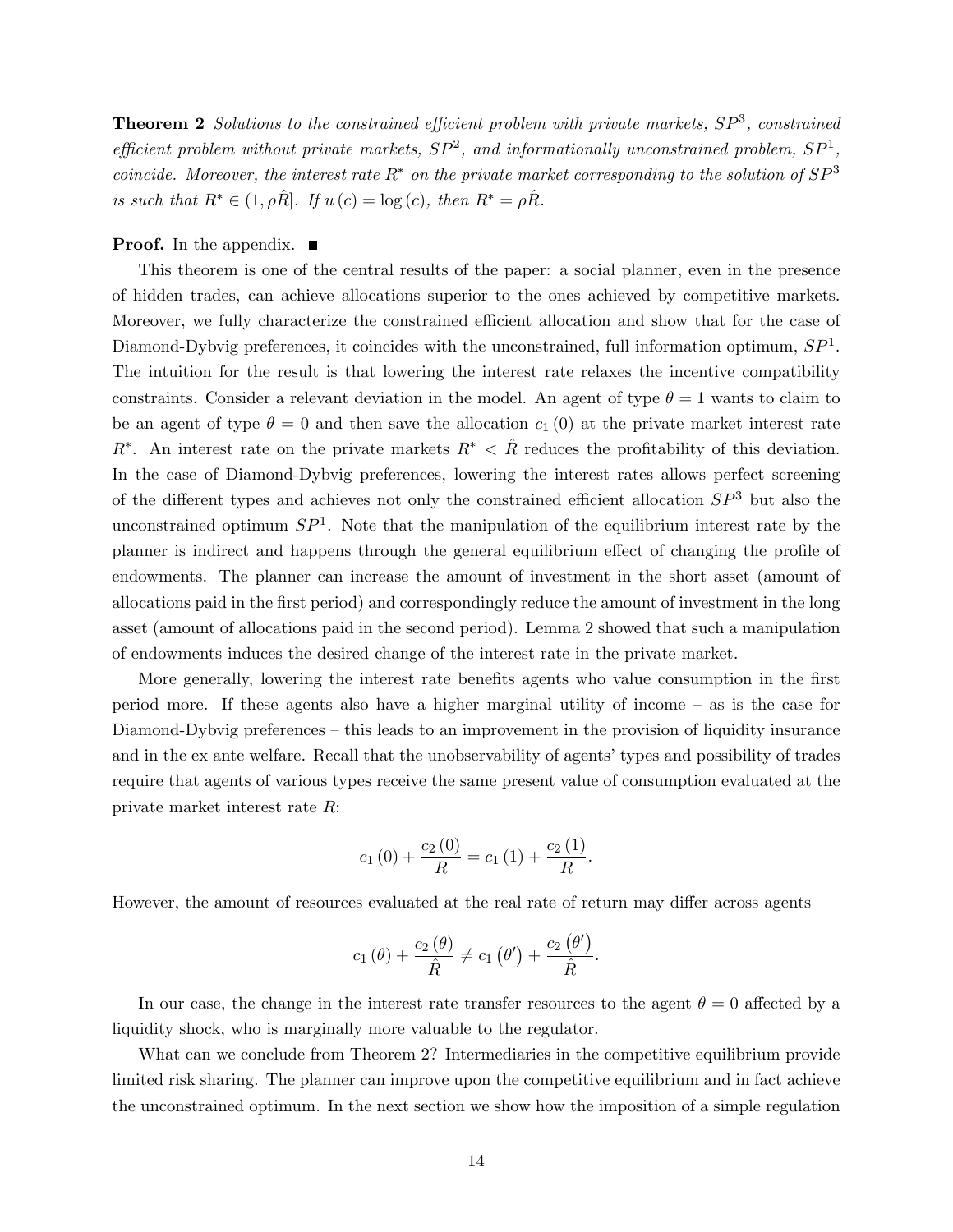**Theorem 2** *Solutions to the constrained efficient problem with private markets, $SP^3$, constrained efficient problem without private markets, $SP^2$, and informationally unconstrained problem, $SP^1$, coincide. Moreover, the interest rate $R^*$ on the private market corresponding to the solution of $SP^3$ is such that $R^* \in (1, \rho\hat{R}]$. If $u(c) = \log(c)$, then $R^* = \rho\hat{R}$.*

**Proof.** In the appendix. ■

This theorem is one of the central results of the paper: a social planner, even in the presence of hidden trades, can achieve allocations superior to the ones achieved by competitive markets. Moreover, we fully characterize the constrained efficient allocation and show that for the case of Diamond-Dybvig preferences, it coincides with the unconstrained, full information optimum, $SP^1$. The intuition for the result is that lowering the interest rate relaxes the incentive compatibility constraints. Consider a relevant deviation in the model. An agent of type $\theta = 1$ wants to claim to be an agent of type $\theta = 0$ and then save the allocation $c_1(0)$ at the private market interest rate $R^*$. An interest rate on the private markets $R^* < \hat{R}$ reduces the profitability of this deviation. In the case of Diamond-Dybvig preferences, lowering the interest rates allows perfect screening of the different types and achieves not only the constrained efficient allocation $SP^3$ but also the unconstrained optimum $SP^1$. Note that the manipulation of the equilibrium interest rate by the planner is indirect and happens through the general equilibrium effect of changing the profile of endowments. The planner can increase the amount of investment in the short asset (amount of allocations paid in the first period) and correspondingly reduce the amount of investment in the long asset (amount of allocations paid in the second period). Lemma 2 showed that such a manipulation of endowments induces the desired change of the interest rate in the private market.

More generally, lowering the interest rate benefits agents who value consumption in the first period more. If these agents also have a higher marginal utility of income – as is the case for Diamond-Dybvig preferences – this leads to an improvement in the provision of liquidity insurance and in the ex ante welfare. Recall that the unobservability of agents' types and possibility of trades require that agents of various types receive the same present value of consumption evaluated at the private market interest rate $R$:

$$c_1(0) + \frac{c_2(0)}{R} = c_1(1) + \frac{c_2(1)}{R}.$$

However, the amount of resources evaluated at the real rate of return may differ across agents

$$c_1(\theta) + \frac{c_2(\theta)}{\hat{R}} \neq c_1(\theta') + \frac{c_2(\theta')}{\hat{R}}.$$

In our case, the change in the interest rate transfer resources to the agent $\theta = 0$ affected by a liquidity shock, who is marginally more valuable to the regulator.

What can we conclude from Theorem 2? Intermediaries in the competitive equilibrium provide limited risk sharing. The planner can improve upon the competitive equilibrium and in fact achieve the unconstrained optimum. In the next section we show how the imposition of a simple regulation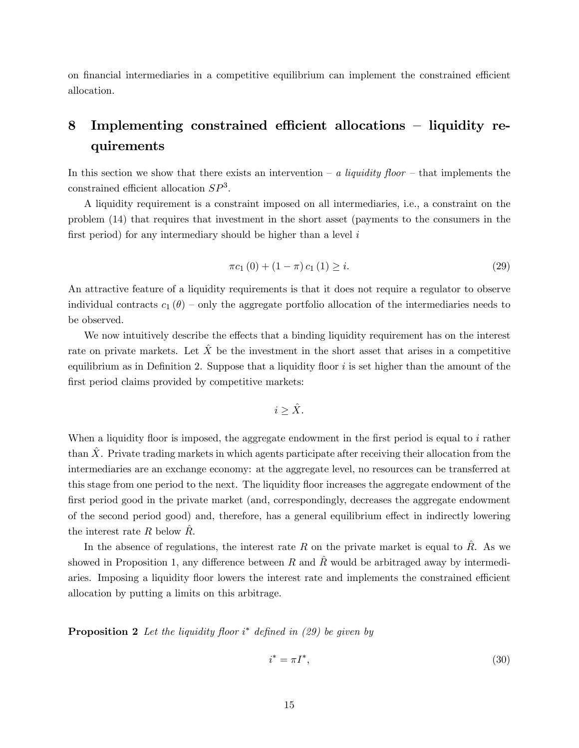on financial intermediaries in a competitive equilibrium can implement the constrained efficient allocation.

# 8 Implementing constrained efficient allocations – liquidity requirements

In this section we show that there exists an intervention – *a liquidity floor* – that implements the constrained efficient allocation $SP^3$.

A liquidity requirement is a constraint imposed on all intermediaries, i.e., a constraint on the problem (14) that requires that investment in the short asset (payments to the consumers in the first period) for any intermediary should be higher than a level $i$

$$\pi c_1(0) + (1-\pi) c_1(1) \geq i. \tag{29}$$

An attractive feature of a liquidity requirements is that it does not require a regulator to observe individual contracts $c_1(\theta)$ – only the aggregate portfolio allocation of the intermediaries needs to be observed.

We now intuitively describe the effects that a binding liquidity requirement has on the interest rate on private markets. Let $\hat{X}$ be the investment in the short asset that arises in a competitive equilibrium as in Definition 2. Suppose that a liquidity floor $i$ is set higher than the amount of the first period claims provided by competitive markets:

$$i \geq \hat{X}.$$

When a liquidity floor is imposed, the aggregate endowment in the first period is equal to $i$ rather than $\hat{X}$. Private trading markets in which agents participate after receiving their allocation from the intermediaries are an exchange economy: at the aggregate level, no resources can be transferred at this stage from one period to the next. The liquidity floor increases the aggregate endowment of the first period good in the private market (and, correspondingly, decreases the aggregate endowment of the second period good) and, therefore, has a general equilibrium effect in indirectly lowering the interest rate $R$ below $\hat{R}$.

In the absence of regulations, the interest rate $R$ on the private market is equal to $\hat{R}$. As we showed in Proposition 1, any difference between $R$ and $\hat{R}$ would be arbitraged away by intermediaries. Imposing a liquidity floor lowers the interest rate and implements the constrained efficient allocation by putting a limits on this arbitrage.

**Proposition 2** *Let the liquidity floor $i^*$ defined in (29) be given by*

$$i^* = \pi I^*, \tag{30}$$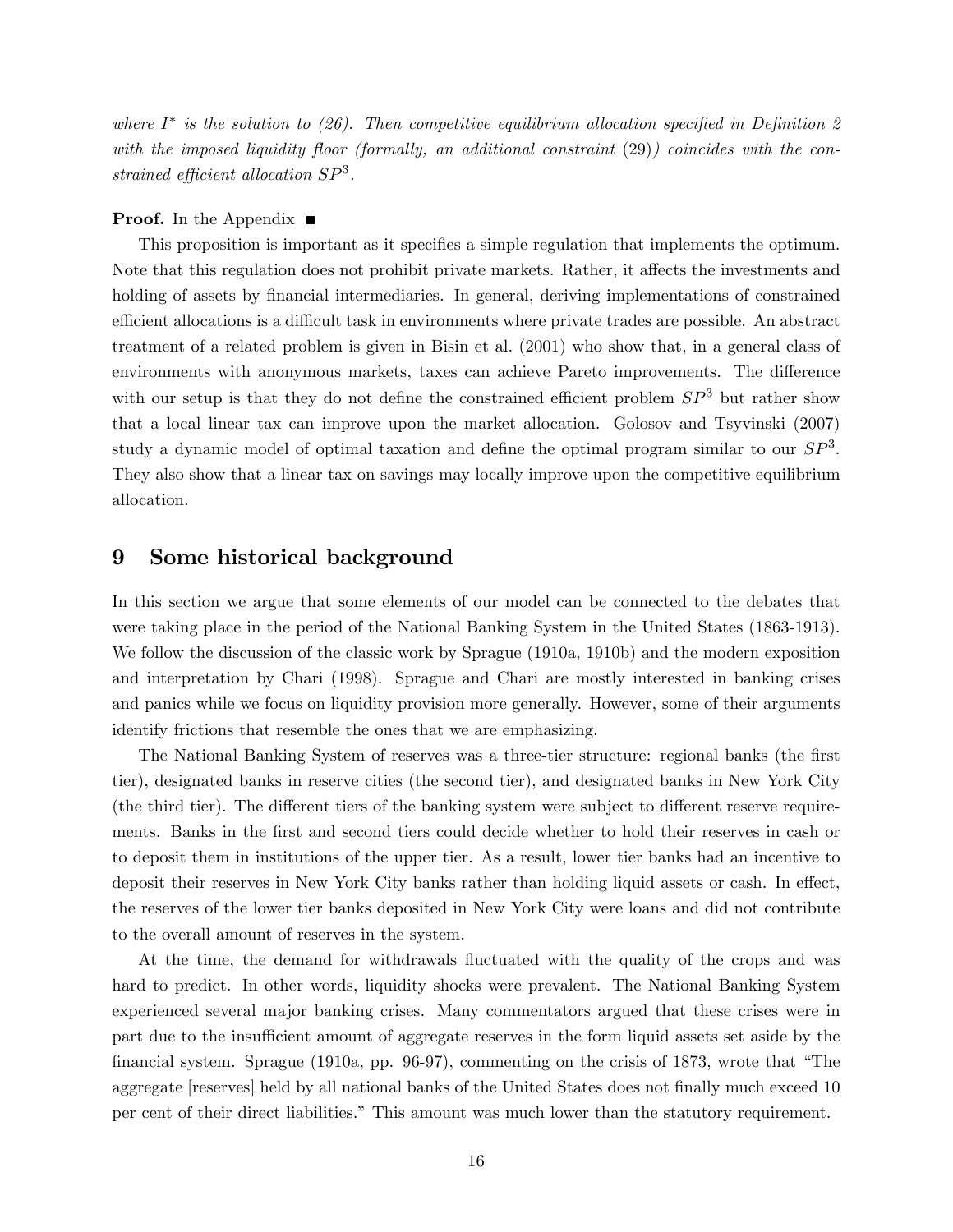*where $I^*$ is the solution to (26). Then competitive equilibrium allocation specified in Definition 2 with the imposed liquidity floor (formally, an additional constraint* (29)*) coincides with the constrained efficient allocation $SP^3$.*

**Proof.** In the Appendix ■

This proposition is important as it specifies a simple regulation that implements the optimum. Note that this regulation does not prohibit private markets. Rather, it affects the investments and holding of assets by financial intermediaries. In general, deriving implementations of constrained efficient allocations is a difficult task in environments where private trades are possible. An abstract treatment of a related problem is given in Bisin et al. (2001) who show that, in a general class of environments with anonymous markets, taxes can achieve Pareto improvements. The difference with our setup is that they do not define the constrained efficient problem $SP^3$ but rather show that a local linear tax can improve upon the market allocation. Golosov and Tsyvinski (2007) study a dynamic model of optimal taxation and define the optimal program similar to our $SP^3$. They also show that a linear tax on savings may locally improve upon the competitive equilibrium allocation.

## 9 Some historical background

In this section we argue that some elements of our model can be connected to the debates that were taking place in the period of the National Banking System in the United States (1863-1913). We follow the discussion of the classic work by Sprague (1910a, 1910b) and the modern exposition and interpretation by Chari (1998). Sprague and Chari are mostly interested in banking crises and panics while we focus on liquidity provision more generally. However, some of their arguments identify frictions that resemble the ones that we are emphasizing.

The National Banking System of reserves was a three-tier structure: regional banks (the first tier), designated banks in reserve cities (the second tier), and designated banks in New York City (the third tier). The different tiers of the banking system were subject to different reserve requirements. Banks in the first and second tiers could decide whether to hold their reserves in cash or to deposit them in institutions of the upper tier. As a result, lower tier banks had an incentive to deposit their reserves in New York City banks rather than holding liquid assets or cash. In effect, the reserves of the lower tier banks deposited in New York City were loans and did not contribute to the overall amount of reserves in the system.

At the time, the demand for withdrawals fluctuated with the quality of the crops and was hard to predict. In other words, liquidity shocks were prevalent. The National Banking System experienced several major banking crises. Many commentators argued that these crises were in part due to the insufficient amount of aggregate reserves in the form liquid assets set aside by the financial system. Sprague (1910a, pp. 96-97), commenting on the crisis of 1873, wrote that "The aggregate [reserves] held by all national banks of the United States does not finally much exceed 10 per cent of their direct liabilities." This amount was much lower than the statutory requirement.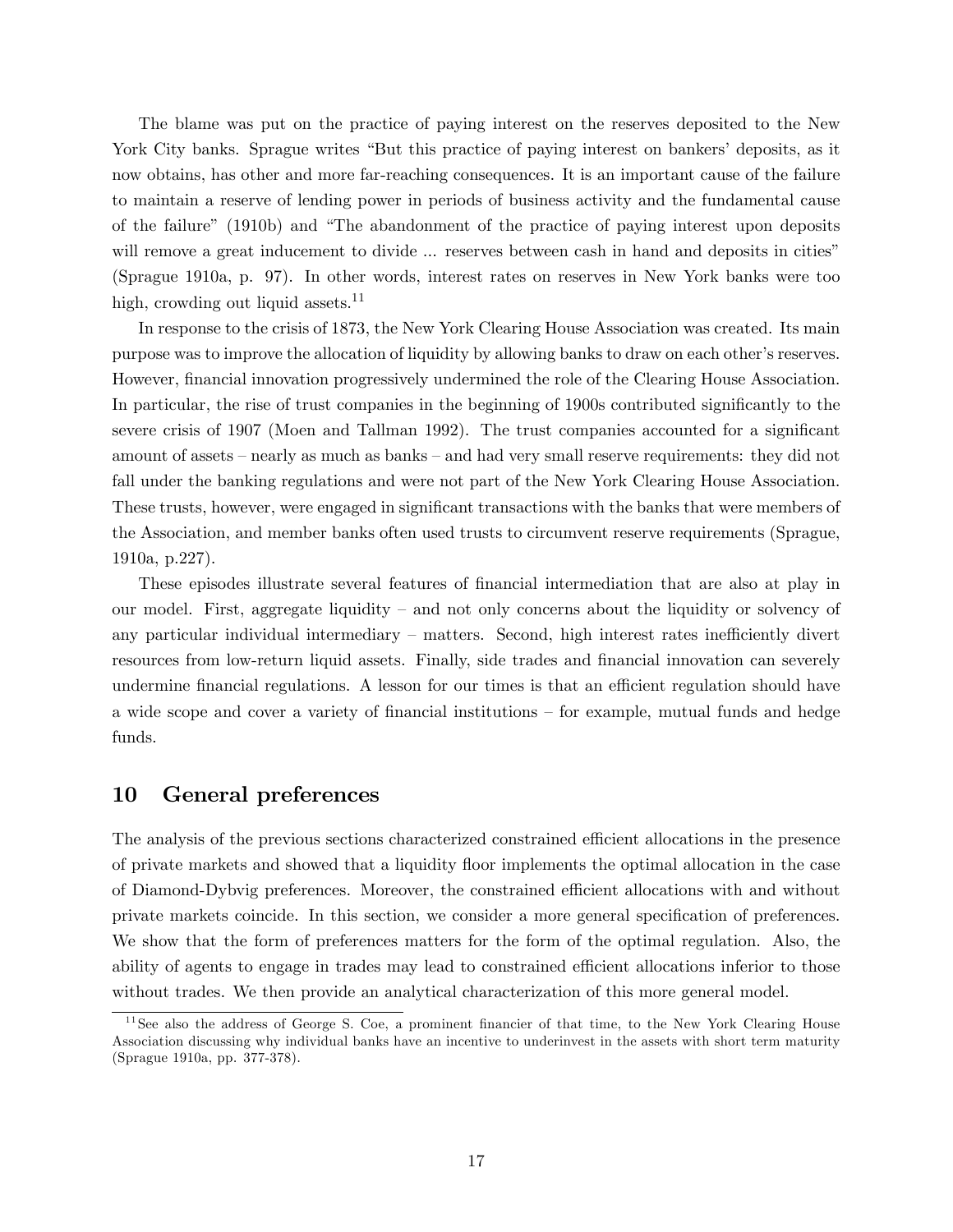The blame was put on the practice of paying interest on the reserves deposited to the New York City banks. Sprague writes "But this practice of paying interest on bankers' deposits, as it now obtains, has other and more far-reaching consequences. It is an important cause of the failure to maintain a reserve of lending power in periods of business activity and the fundamental cause of the failure" (1910b) and "The abandonment of the practice of paying interest upon deposits will remove a great inducement to divide ... reserves between cash in hand and deposits in cities" (Sprague 1910a, p. 97). In other words, interest rates on reserves in New York banks were too high, crowding out liquid assets.[11]

In response to the crisis of 1873, the New York Clearing House Association was created. Its main purpose was to improve the allocation of liquidity by allowing banks to draw on each other's reserves. However, financial innovation progressively undermined the role of the Clearing House Association. In particular, the rise of trust companies in the beginning of 1900s contributed significantly to the severe crisis of 1907 (Moen and Tallman 1992). The trust companies accounted for a significant amount of assets – nearly as much as banks – and had very small reserve requirements: they did not fall under the banking regulations and were not part of the New York Clearing House Association. These trusts, however, were engaged in significant transactions with the banks that were members of the Association, and member banks often used trusts to circumvent reserve requirements (Sprague, 1910a, p.227).

These episodes illustrate several features of financial intermediation that are also at play in our model. First, aggregate liquidity – and not only concerns about the liquidity or solvency of any particular individual intermediary – matters. Second, high interest rates inefficiently divert resources from low-return liquid assets. Finally, side trades and financial innovation can severely undermine financial regulations. A lesson for our times is that an efficient regulation should have a wide scope and cover a variety of financial institutions – for example, mutual funds and hedge funds.

## 10 General preferences

The analysis of the previous sections characterized constrained efficient allocations in the presence of private markets and showed that a liquidity floor implements the optimal allocation in the case of Diamond-Dybvig preferences. Moreover, the constrained efficient allocations with and without private markets coincide. In this section, we consider a more general specification of preferences. We show that the form of preferences matters for the form of the optimal regulation. Also, the ability of agents to engage in trades may lead to constrained efficient allocations inferior to those without trades. We then provide an analytical characterization of this more general model.

[11] See also the address of George S. Coe, a prominent financier of that time, to the New York Clearing House Association discussing why individual banks have an incentive to underinvest in the assets with short term maturity (Sprague 1910a, pp. 377-378).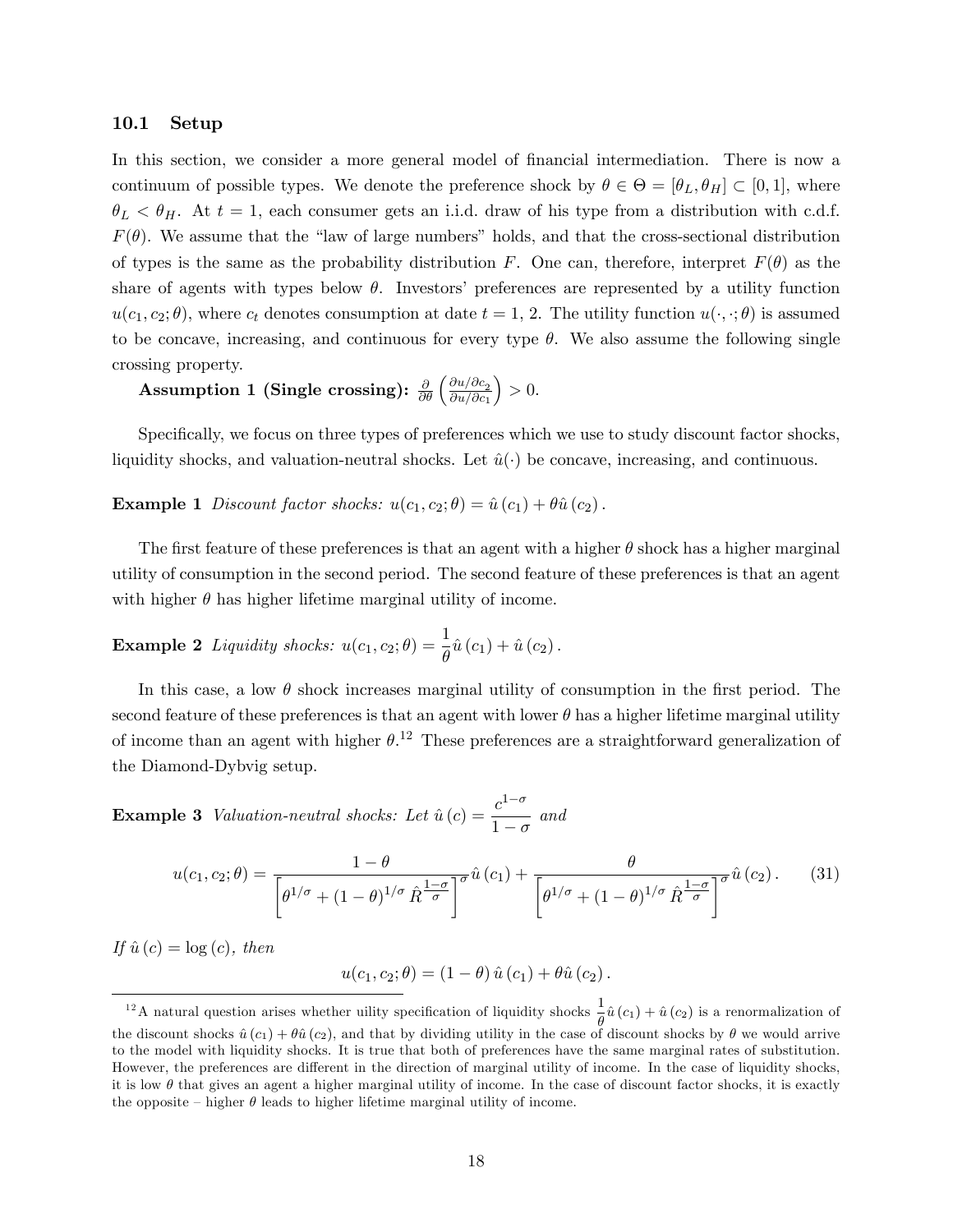### 10.1 Setup

In this section, we consider a more general model of financial intermediation. There is now a continuum of possible types. We denote the preference shock by $\theta \in \Theta = [\theta_L, \theta_H] \subset [0,1]$, where $\theta_L < \theta_H$. At $t = 1$, each consumer gets an i.i.d. draw of his type from a distribution with c.d.f. $F(\theta)$. We assume that the "law of large numbers" holds, and that the cross-sectional distribution of types is the same as the probability distribution $F$. One can, therefore, interpret $F(\theta)$ as the share of agents with types below $\theta$. Investors' preferences are represented by a utility function $u(c_1, c_2; \theta)$, where $c_t$ denotes consumption at date $t = 1, 2$. The utility function $u(\cdot, \cdot; \theta)$ is assumed to be concave, increasing, and continuous for every type $\theta$. We also assume the following single crossing property.

**Assumption 1 (Single crossing):** $\frac{\partial}{\partial \theta}\left(\frac{\partial u / \partial c_2}{\partial u / \partial c_1}\right) > 0.$

Specifically, we focus on three types of preferences which we use to study discount factor shocks, liquidity shocks, and valuation-neutral shocks. Let $\hat{u}(\cdot)$ be concave, increasing, and continuous.

**Example 1** *Discount factor shocks:* $u(c_1, c_2; \theta) = \hat{u}(c_1) + \theta \hat{u}(c_2)$.

The first feature of these preferences is that an agent with a higher $\theta$ shock has a higher marginal utility of consumption in the second period. The second feature of these preferences is that an agent with higher $\theta$ has higher lifetime marginal utility of income.

**Example 2** *Liquidity shocks:* $u(c_1, c_2; \theta) = \dfrac{1}{\theta}\hat{u}(c_1) + \hat{u}(c_2)$.

In this case, a low $\theta$ shock increases marginal utility of consumption in the first period. The second feature of these preferences is that an agent with lower $\theta$ has a higher lifetime marginal utility of income than an agent with higher $\theta$.[12] These preferences are a straightforward generalization of the Diamond-Dybvig setup.

**Example 3** *Valuation-neutral shocks: Let* $\hat{u}(c) = \dfrac{c^{1-\sigma}}{1-\sigma}$ *and*

$$u(c_1, c_2; \theta) = \frac{1-\theta}{\left[\theta^{1/\sigma} + (1-\theta)^{1/\sigma} \hat{R}^{\frac{1-\sigma}{\sigma}}\right]^{\sigma}} \hat{u}(c_1) + \frac{\theta}{\left[\theta^{1/\sigma} + (1-\theta)^{1/\sigma} \hat{R}^{\frac{1-\sigma}{\sigma}}\right]^{\sigma}} \hat{u}(c_2). \tag{31}$$

*If* $\hat{u}(c) = \log(c)$, *then*

$$u(c_1, c_2; \theta) = (1-\theta)\hat{u}(c_1) + \theta \hat{u}(c_2).$$

---

[12] A natural question arises whether uility specification of liquidity shocks $\frac{1}{\theta}\hat{u}(c_1) + \hat{u}(c_2)$ is a renormalization of the discount shocks $\hat{u}(c_1) + \theta \hat{u}(c_2)$, and that by dividing utility in the case of discount shocks by $\theta$ we would arrive to the model with liquidity shocks. It is true that both of preferences have the same marginal rates of substitution. However, the preferences are different in the direction of marginal utility of income. In the case of liquidity shocks, it is low $\theta$ that gives an agent a higher marginal utility of income. In the case of discount factor shocks, it is exactly the opposite – higher $\theta$ leads to higher lifetime marginal utility of income.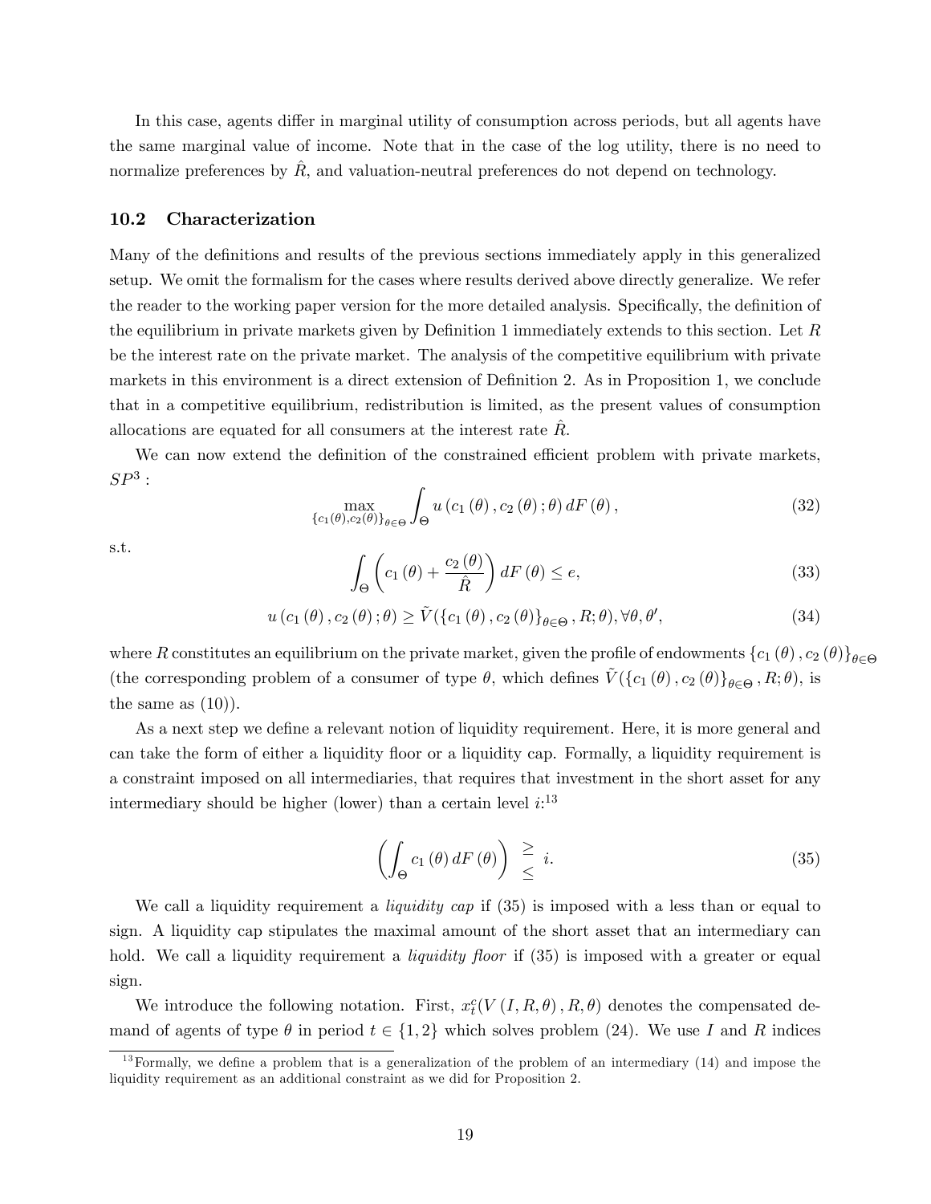In this case, agents differ in marginal utility of consumption across periods, but all agents have the same marginal value of income. Note that in the case of the log utility, there is no need to normalize preferences by $\hat{R}$, and valuation-neutral preferences do not depend on technology.

### 10.2 Characterization

Many of the definitions and results of the previous sections immediately apply in this generalized setup. We omit the formalism for the cases where results derived above directly generalize. We refer the reader to the working paper version for the more detailed analysis. Specifically, the definition of the equilibrium in private markets given by Definition 1 immediately extends to this section. Let $R$ be the interest rate on the private market. The analysis of the competitive equilibrium with private markets in this environment is a direct extension of Definition 2. As in Proposition 1, we conclude that in a competitive equilibrium, redistribution is limited, as the present values of consumption allocations are equated for all consumers at the interest rate $\hat{R}$.

We can now extend the definition of the constrained efficient problem with private markets, $SP^3$ :

$$\max_{\{c_1(\theta),c_2(\theta)\}_{\theta\in\Theta}} \int_{\Theta} u\left(c_1\left(\theta\right), c_2\left(\theta\right);\theta\right) dF\left(\theta\right), \tag{32}$$

s.t.

$$\int_{\Theta} \left(c_1\left(\theta\right) + \frac{c_2\left(\theta\right)}{\hat{R}}\right) dF\left(\theta\right) \leq e, \tag{33}$$

$$u\left(c_1\left(\theta\right), c_2\left(\theta\right);\theta\right) \geq \tilde{V}(\{c_1\left(\theta\right), c_2\left(\theta\right)\}_{\theta\in\Theta}, R;\theta), \forall\theta,\theta', \tag{34}$$

where $R$ constitutes an equilibrium on the private market, given the profile of endowments $\{c_1\left(\theta\right), c_2\left(\theta\right)\}_{\theta\in\Theta}$ (the corresponding problem of a consumer of type $\theta$, which defines $\tilde{V}(\{c_1\left(\theta\right), c_2\left(\theta\right)\}_{\theta\in\Theta}, R;\theta)$, is the same as (10)).

As a next step we define a relevant notion of liquidity requirement. Here, it is more general and can take the form of either a liquidity floor or a liquidity cap. Formally, a liquidity requirement is a constraint imposed on all intermediaries, that requires that investment in the short asset for any intermediary should be higher (lower) than a certain level $i$:[13]

$$\left(\int_{\Theta} c_1\left(\theta\right) dF\left(\theta\right)\right) \begin{array}{c}\geq \\ \leq\end{array} i. \tag{35}$$

We call a liquidity requirement a *liquidity cap* if (35) is imposed with a less than or equal to sign. A liquidity cap stipulates the maximal amount of the short asset that an intermediary can hold. We call a liquidity requirement a *liquidity floor* if (35) is imposed with a greater or equal sign.

We introduce the following notation. First, $x_t^c(V\left(I,R,\theta\right), R, \theta)$ denotes the compensated demand of agents of type $\theta$ in period $t\in\{1,2\}$ which solves problem (24). We use $I$ and $R$ indices

[13] Formally, we define a problem that is a generalization of the problem of an intermediary (14) and impose the liquidity requirement as an additional constraint as we did for Proposition 2.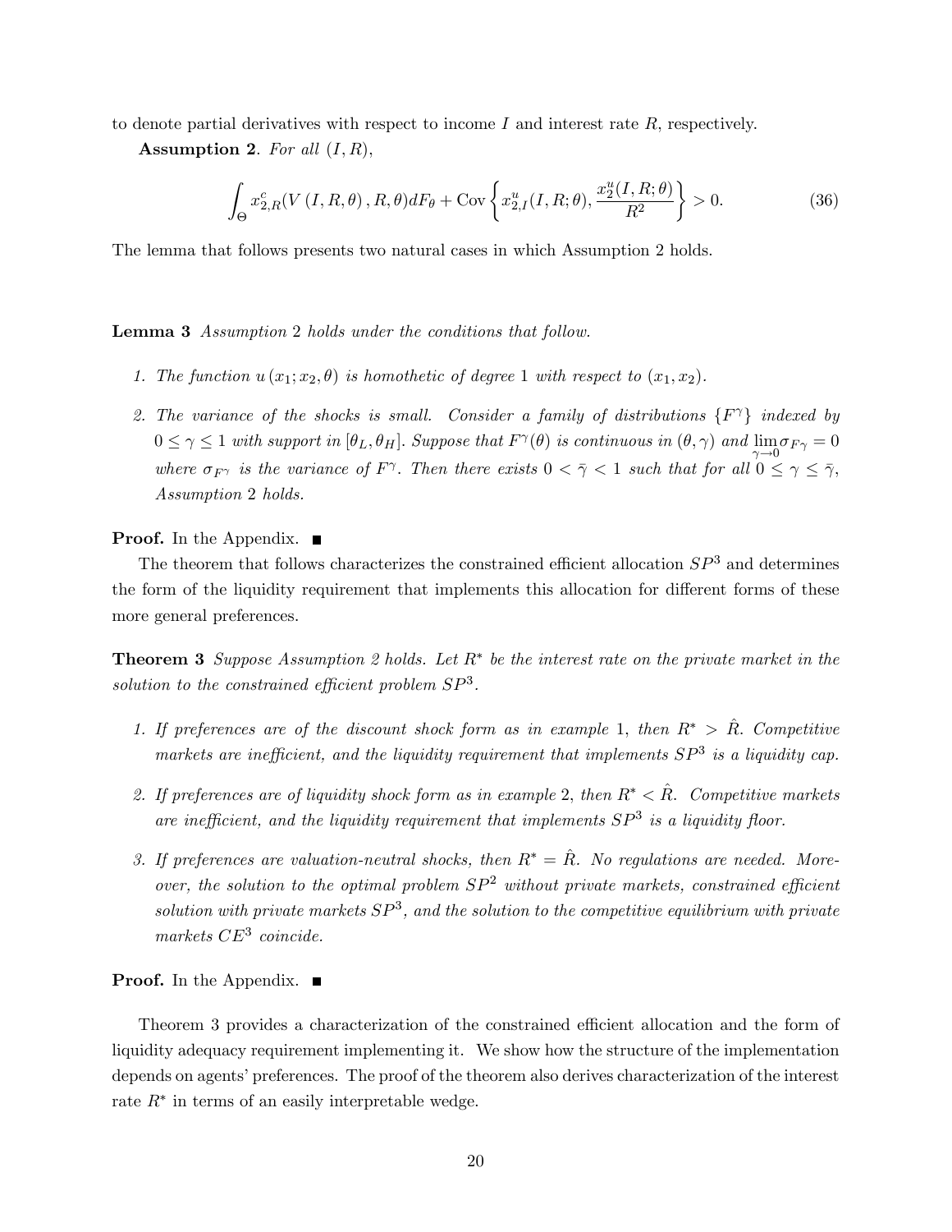to denote partial derivatives with respect to income $I$ and interest rate $R$, respectively.

**Assumption 2**. *For all* $(I, R)$,

$$\int_{\Theta} x_{2,R}^{c}(V(I,R,\theta), R, \theta) dF_{\theta} + \text{Cov}\left\{ x_{2,I}^{u}(I,R;\theta), \frac{x_{2}^{u}(I,R;\theta)}{R^{2}} \right\} > 0. \tag{36}$$

The lemma that follows presents two natural cases in which Assumption 2 holds.

**Lemma 3** *Assumption* 2 *holds under the conditions that follow.*

1. *The function* $u(x_1; x_2, \theta)$ *is homothetic of degree* 1 *with respect to* $(x_1, x_2)$.
2. *The variance of the shocks is small. Consider a family of distributions* $\{F^{\gamma}\}$ *indexed by* $0 \leq \gamma \leq 1$ *with support in* $[\theta_L, \theta_H]$. *Suppose that* $F^{\gamma}(\theta)$ *is continuous in* $(\theta, \gamma)$ *and* $\lim_{\gamma \to 0} \sigma_{F^{\gamma}} = 0$ *where* $\sigma_{F^{\gamma}}$ *is the variance of* $F^{\gamma}$. *Then there exists* $0 < \bar{\gamma} < 1$ *such that for all* $0 \leq \gamma \leq \bar{\gamma}$, *Assumption* 2 *holds.*

**Proof.** In the Appendix. ■

The theorem that follows characterizes the constrained efficient allocation $SP^3$ and determines the form of the liquidity requirement that implements this allocation for different forms of these more general preferences.

**Theorem 3** *Suppose Assumption 2 holds. Let* $R^*$ *be the interest rate on the private market in the solution to the constrained efficient problem* $SP^3$.

1. *If preferences are of the discount shock form as in example* 1, *then* $R^* > \hat{R}$. *Competitive markets are inefficient, and the liquidity requirement that implements* $SP^3$ *is a liquidity cap.*
2. *If preferences are of liquidity shock form as in example* 2, *then* $R^* < \hat{R}$. *Competitive markets are inefficient, and the liquidity requirement that implements* $SP^3$ *is a liquidity floor.*
3. *If preferences are valuation-neutral shocks, then* $R^* = \hat{R}$. *No regulations are needed. Moreover, the solution to the optimal problem* $SP^2$ *without private markets, constrained efficient solution with private markets* $SP^3$, *and the solution to the competitive equilibrium with private markets* $CE^3$ *coincide.*

**Proof.** In the Appendix. ■

Theorem 3 provides a characterization of the constrained efficient allocation and the form of liquidity adequacy requirement implementing it. We show how the structure of the implementation depends on agents' preferences. The proof of the theorem also derives characterization of the interest rate $R^*$ in terms of an easily interpretable wedge.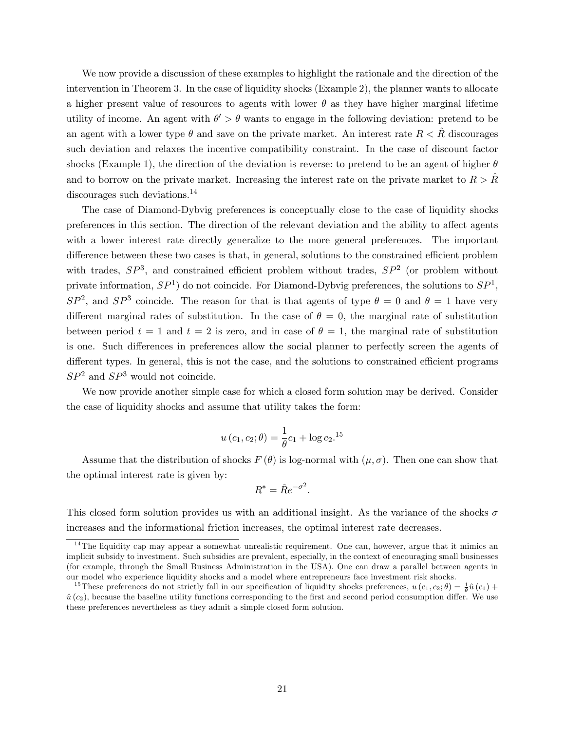We now provide a discussion of these examples to highlight the rationale and the direction of the intervention in Theorem 3. In the case of liquidity shocks (Example 2), the planner wants to allocate a higher present value of resources to agents with lower $\theta$ as they have higher marginal lifetime utility of income. An agent with $\theta' > \theta$ wants to engage in the following deviation: pretend to be an agent with a lower type $\theta$ and save on the private market. An interest rate $R < \hat{R}$ discourages such deviation and relaxes the incentive compatibility constraint. In the case of discount factor shocks (Example 1), the direction of the deviation is reverse: to pretend to be an agent of higher $\theta$ and to borrow on the private market. Increasing the interest rate on the private market to $R > \hat{R}$ discourages such deviations.[14]

The case of Diamond-Dybvig preferences is conceptually close to the case of liquidity shocks preferences in this section. The direction of the relevant deviation and the ability to affect agents with a lower interest rate directly generalize to the more general preferences. The important difference between these two cases is that, in general, solutions to the constrained efficient problem with trades, $SP^3$, and constrained efficient problem without trades, $SP^2$ (or problem without private information, $SP^1$) do not coincide. For Diamond-Dybvig preferences, the solutions to $SP^1$, $SP^2$, and $SP^3$ coincide. The reason for that is that agents of type $\theta = 0$ and $\theta = 1$ have very different marginal rates of substitution. In the case of $\theta = 0$, the marginal rate of substitution between period $t = 1$ and $t = 2$ is zero, and in case of $\theta = 1$, the marginal rate of substitution is one. Such differences in preferences allow the social planner to perfectly screen the agents of different types. In general, this is not the case, and the solutions to constrained efficient programs $SP^2$ and $SP^3$ would not coincide.

We now provide another simple case for which a closed form solution may be derived. Consider the case of liquidity shocks and assume that utility takes the form:

$$u(c_1, c_2; \theta) = \frac{1}{\theta} c_1 + \log c_2.^{15}$$

Assume that the distribution of shocks $F(\theta)$ is log-normal with $(\mu, \sigma)$. Then one can show that the optimal interest rate is given by:

$$R^* = \hat{R} e^{-\sigma^2}.$$

This closed form solution provides us with an additional insight. As the variance of the shocks $\sigma$ increases and the informational friction increases, the optimal interest rate decreases.

[14] The liquidity cap may appear a somewhat unrealistic requirement. One can, however, argue that it mimics an implicit subsidy to investment. Such subsidies are prevalent, especially, in the context of encouraging small businesses (for example, through the Small Business Administration in the USA). One can draw a parallel between agents in our model who experience liquidity shocks and a model where entrepreneurs face investment risk shocks.

[15] These preferences do not strictly fall in our specification of liquidity shocks preferences, $u(c_1, c_2; \theta) = \frac{1}{\theta}\hat{u}(c_1) + \hat{u}(c_2)$, because the baseline utility functions corresponding to the first and second period consumption differ. We use these preferences nevertheless as they admit a simple closed form solution.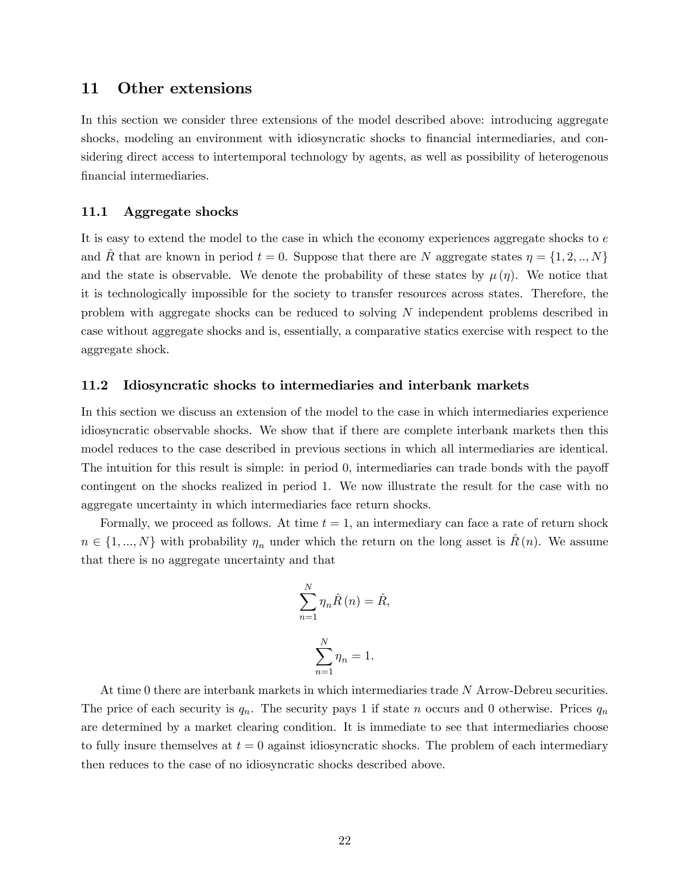## 11 Other extensions

In this section we consider three extensions of the model described above: introducing aggregate shocks, modeling an environment with idiosyncratic shocks to financial intermediaries, and considering direct access to intertemporal technology by agents, as well as possibility of heterogenous financial intermediaries.

### 11.1 Aggregate shocks

It is easy to extend the model to the case in which the economy experiences aggregate shocks to $e$ and $\hat{R}$ that are known in period $t = 0$. Suppose that there are $N$ aggregate states $\eta = \{1, 2, .., N\}$ and the state is observable. We denote the probability of these states by $\mu(\eta)$. We notice that it is technologically impossible for the society to transfer resources across states. Therefore, the problem with aggregate shocks can be reduced to solving $N$ independent problems described in case without aggregate shocks and is, essentially, a comparative statics exercise with respect to the aggregate shock.

### 11.2 Idiosyncratic shocks to intermediaries and interbank markets

In this section we discuss an extension of the model to the case in which intermediaries experience idiosyncratic observable shocks. We show that if there are complete interbank markets then this model reduces to the case described in previous sections in which all intermediaries are identical. The intuition for this result is simple: in period 0, intermediaries can trade bonds with the payoff contingent on the shocks realized in period 1. We now illustrate the result for the case with no aggregate uncertainty in which intermediaries face return shocks.

Formally, we proceed as follows. At time $t = 1$, an intermediary can face a rate of return shock $n \in \{1, ..., N\}$ with probability $\eta_n$ under which the return on the long asset is $\hat{R}(n)$. We assume that there is no aggregate uncertainty and that

$$\sum_{n=1}^{N} \eta_n \hat{R}(n) = \hat{R},$$

$$\sum_{n=1}^{N} \eta_n = 1.$$

At time 0 there are interbank markets in which intermediaries trade $N$ Arrow-Debreu securities. The price of each security is $q_n$. The security pays 1 if state $n$ occurs and 0 otherwise. Prices $q_n$ are determined by a market clearing condition. It is immediate to see that intermediaries choose to fully insure themselves at $t = 0$ against idiosyncratic shocks. The problem of each intermediary then reduces to the case of no idiosyncratic shocks described above.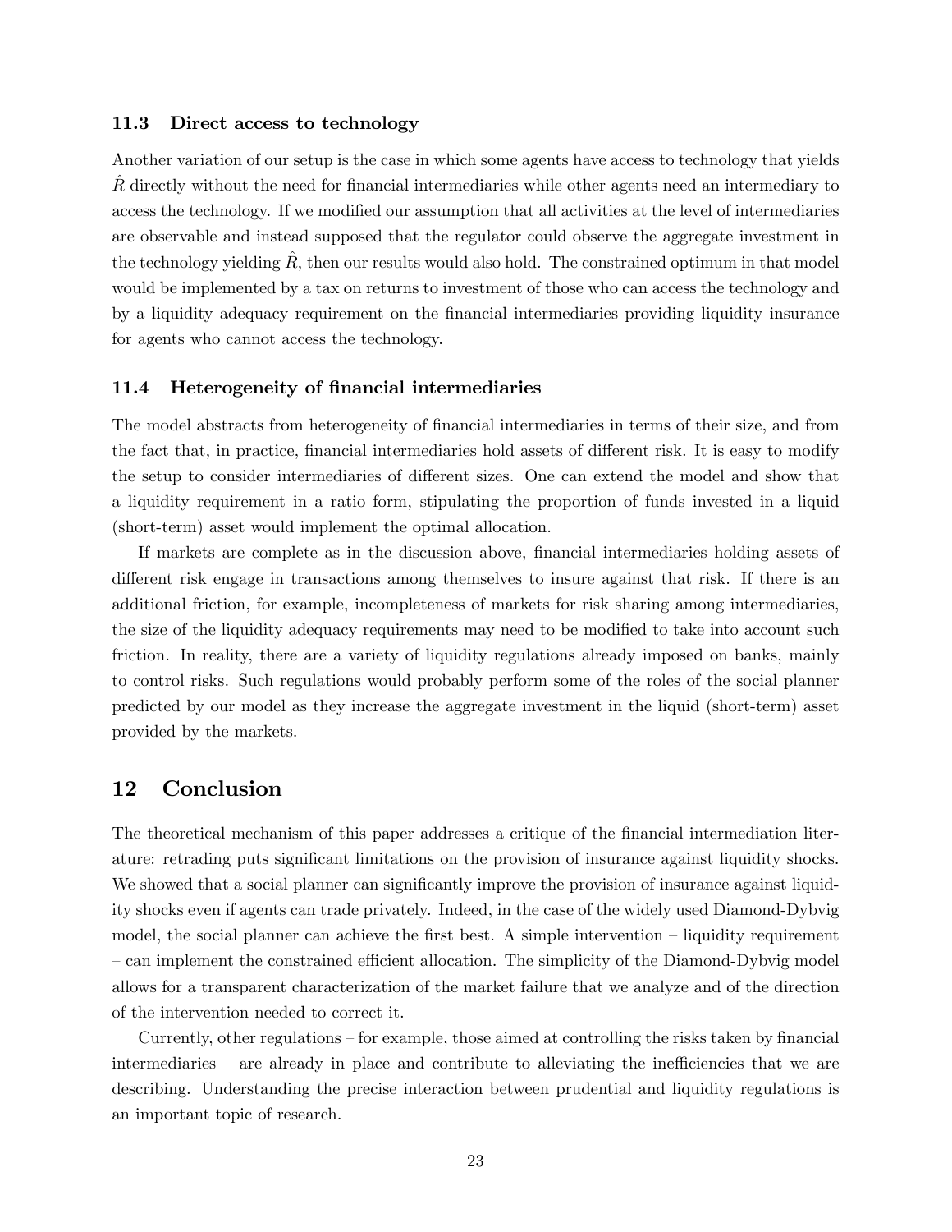### 11.3 Direct access to technology

Another variation of our setup is the case in which some agents have access to technology that yields $\hat{R}$ directly without the need for financial intermediaries while other agents need an intermediary to access the technology. If we modified our assumption that all activities at the level of intermediaries are observable and instead supposed that the regulator could observe the aggregate investment in the technology yielding $\hat{R}$, then our results would also hold. The constrained optimum in that model would be implemented by a tax on returns to investment of those who can access the technology and by a liquidity adequacy requirement on the financial intermediaries providing liquidity insurance for agents who cannot access the technology.

### 11.4 Heterogeneity of financial intermediaries

The model abstracts from heterogeneity of financial intermediaries in terms of their size, and from the fact that, in practice, financial intermediaries hold assets of different risk. It is easy to modify the setup to consider intermediaries of different sizes. One can extend the model and show that a liquidity requirement in a ratio form, stipulating the proportion of funds invested in a liquid (short-term) asset would implement the optimal allocation.

If markets are complete as in the discussion above, financial intermediaries holding assets of different risk engage in transactions among themselves to insure against that risk. If there is an additional friction, for example, incompleteness of markets for risk sharing among intermediaries, the size of the liquidity adequacy requirements may need to be modified to take into account such friction. In reality, there are a variety of liquidity regulations already imposed on banks, mainly to control risks. Such regulations would probably perform some of the roles of the social planner predicted by our model as they increase the aggregate investment in the liquid (short-term) asset provided by the markets.

## 12 Conclusion

The theoretical mechanism of this paper addresses a critique of the financial intermediation literature: retrading puts significant limitations on the provision of insurance against liquidity shocks. We showed that a social planner can significantly improve the provision of insurance against liquidity shocks even if agents can trade privately. Indeed, in the case of the widely used Diamond-Dybvig model, the social planner can achieve the first best. A simple intervention – liquidity requirement – can implement the constrained efficient allocation. The simplicity of the Diamond-Dybvig model allows for a transparent characterization of the market failure that we analyze and of the direction of the intervention needed to correct it.

Currently, other regulations – for example, those aimed at controlling the risks taken by financial intermediaries – are already in place and contribute to alleviating the inefficiencies that we are describing. Understanding the precise interaction between prudential and liquidity regulations is an important topic of research.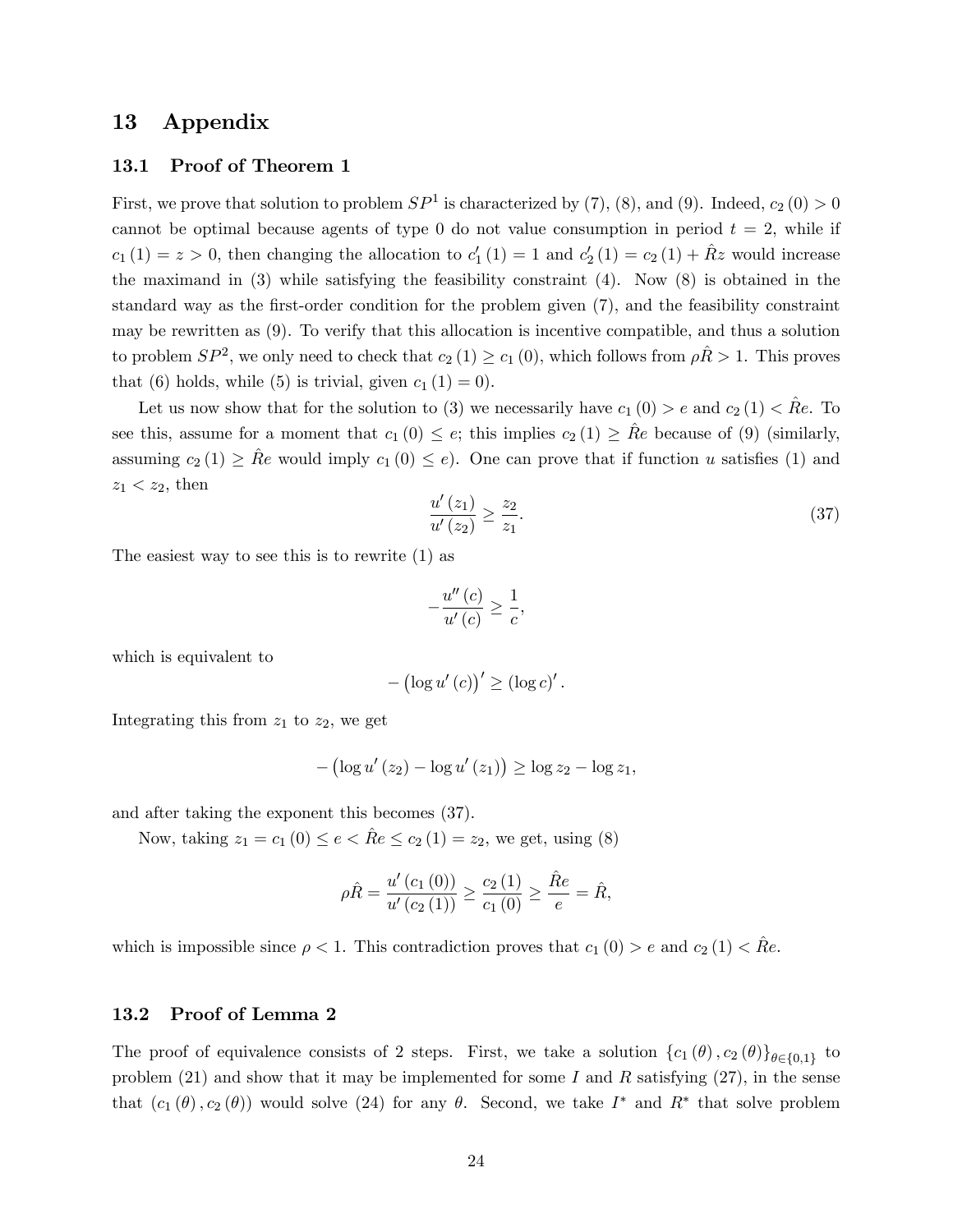## 13 Appendix

### 13.1 Proof of Theorem 1

First, we prove that solution to problem $SP^1$ is characterized by (7), (8), and (9). Indeed, $c_2(0) > 0$ cannot be optimal because agents of type 0 do not value consumption in period $t = 2$, while if $c_1(1) = z > 0$, then changing the allocation to $c_1'(1) = 1$ and $c_2'(1) = c_2(1) + \hat{R}z$ would increase the maximand in (3) while satisfying the feasibility constraint (4). Now (8) is obtained in the standard way as the first-order condition for the problem given (7), and the feasibility constraint may be rewritten as (9). To verify that this allocation is incentive compatible, and thus a solution to problem $SP^2$, we only need to check that $c_2(1) \geq c_1(0)$, which follows from $\rho\hat{R} > 1$. This proves that (6) holds, while (5) is trivial, given $c_1(1) = 0$).

Let us now show that for the solution to (3) we necessarily have $c_1(0) > e$ and $c_2(1) < \hat{R}e$. To see this, assume for a moment that $c_1(0) \leq e$; this implies $c_2(1) \geq \hat{R}e$ because of (9) (similarly, assuming $c_2(1) \geq \hat{R}e$ would imply $c_1(0) \leq e$). One can prove that if function $u$ satisfies (1) and $z_1 < z_2$, then

$$\frac{u'(z_1)}{u'(z_2)} \geq \frac{z_2}{z_1}. \tag{37}$$

The easiest way to see this is to rewrite (1) as

$$-\frac{u''(c)}{u'(c)} \geq \frac{1}{c},$$

which is equivalent to

$$-\left(\log u'(c)\right)' \geq (\log c)'.$$

Integrating this from $z_1$ to $z_2$, we get

$$-\left(\log u'(z_2) - \log u'(z_1)\right) \geq \log z_2 - \log z_1,$$

and after taking the exponent this becomes (37).

Now, taking $z_1 = c_1(0) \leq e < \hat{R}e \leq c_2(1) = z_2$, we get, using (8)

$$\rho\hat{R} = \frac{u'(c_1(0))}{u'(c_2(1))} \geq \frac{c_2(1)}{c_1(0)} \geq \frac{\hat{R}e}{e} = \hat{R},$$

which is impossible since $\rho < 1$. This contradiction proves that $c_1(0) > e$ and $c_2(1) < \hat{R}e$.

### 13.2 Proof of Lemma 2

The proof of equivalence consists of 2 steps. First, we take a solution $\{c_1(\theta), c_2(\theta)\}_{\theta\in\{0,1\}}$ to problem (21) and show that it may be implemented for some $I$ and $R$ satisfying (27), in the sense that $(c_1(\theta), c_2(\theta))$ would solve (24) for any $\theta$. Second, we take $I^*$ and $R^*$ that solve problem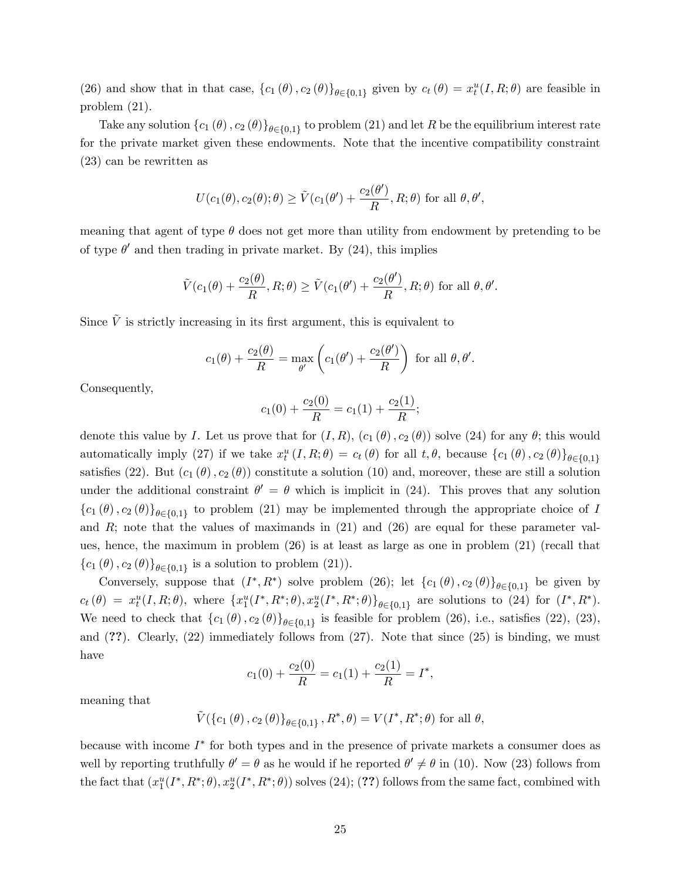(26) and show that in that case, $\{c_1(\theta), c_2(\theta)\}_{\theta\in\{0,1\}}$ given by $c_t(\theta) = x_t^u(I, R; \theta)$ are feasible in problem (21).

Take any solution $\{c_1(\theta), c_2(\theta)\}_{\theta\in\{0,1\}}$ to problem (21) and let $R$ be the equilibrium interest rate for the private market given these endowments. Note that the incentive compatibility constraint (23) can be rewritten as

$$U(c_1(\theta), c_2(\theta); \theta) \geq \tilde{V}(c_1(\theta') + \frac{c_2(\theta')}{R}, R; \theta) \text{ for all } \theta, \theta',$$

meaning that agent of type $\theta$ does not get more than utility from endowment by pretending to be of type $\theta'$ and then trading in private market. By (24), this implies

$$\tilde{V}(c_1(\theta) + \frac{c_2(\theta)}{R}, R; \theta) \geq \tilde{V}(c_1(\theta') + \frac{c_2(\theta')}{R}, R; \theta) \text{ for all } \theta, \theta'.$$

Since $\tilde{V}$ is strictly increasing in its first argument, this is equivalent to

$$c_1(\theta) + \frac{c_2(\theta)}{R} = \max_{\theta'} \left( c_1(\theta') + \frac{c_2(\theta')}{R} \right) \text{ for all } \theta, \theta'.$$

Consequently,

$$c_1(0) + \frac{c_2(0)}{R} = c_1(1) + \frac{c_2(1)}{R};$$

denote this value by $I$. Let us prove that for $(I, R)$, $(c_1(\theta), c_2(\theta))$ solve (24) for any $\theta$; this would automatically imply (27) if we take $x_t^u(I, R; \theta) = c_t(\theta)$ for all $t, \theta$, because $\{c_1(\theta), c_2(\theta)\}_{\theta\in\{0,1\}}$ satisfies (22). But $(c_1(\theta), c_2(\theta))$ constitute a solution (10) and, moreover, these are still a solution under the additional constraint $\theta' = \theta$ which is implicit in (24). This proves that any solution $\{c_1(\theta), c_2(\theta)\}_{\theta\in\{0,1\}}$ to problem (21) may be implemented through the appropriate choice of $I$ and $R$; note that the values of maximands in (21) and (26) are equal for these parameter values, hence, the maximum in problem (26) is at least as large as one in problem (21) (recall that $\{c_1(\theta), c_2(\theta)\}_{\theta\in\{0,1\}}$ is a solution to problem (21)).

Conversely, suppose that $(I^*, R^*)$ solve problem (26); let $\{c_1(\theta), c_2(\theta)\}_{\theta\in\{0,1\}}$ be given by $c_t(\theta) = x_t^u(I, R; \theta)$, where $\{x_1^u(I^*, R^*; \theta), x_2^u(I^*, R^*; \theta)\}_{\theta\in\{0,1\}}$ are solutions to (24) for $(I^*, R^*)$. We need to check that $\{c_1(\theta), c_2(\theta)\}_{\theta\in\{0,1\}}$ is feasible for problem (26), i.e., satisfies (22), (23), and (**??**). Clearly, (22) immediately follows from (27). Note that since (25) is binding, we must have

$$c_1(0) + \frac{c_2(0)}{R} = c_1(1) + \frac{c_2(1)}{R} = I^*,$$

meaning that

$$\tilde{V}(\{c_1(\theta), c_2(\theta)\}_{\theta\in\{0,1\}}, R^*, \theta) = V(I^*, R^*; \theta) \text{ for all } \theta,$$

because with income $I^*$ for both types and in the presence of private markets a consumer does as well by reporting truthfully $\theta' = \theta$ as he would if he reported $\theta' \neq \theta$ in (10). Now (23) follows from the fact that $(x_1^u(I^*, R^*; \theta), x_2^u(I^*, R^*; \theta))$ solves (24); (**??**) follows from the same fact, combined with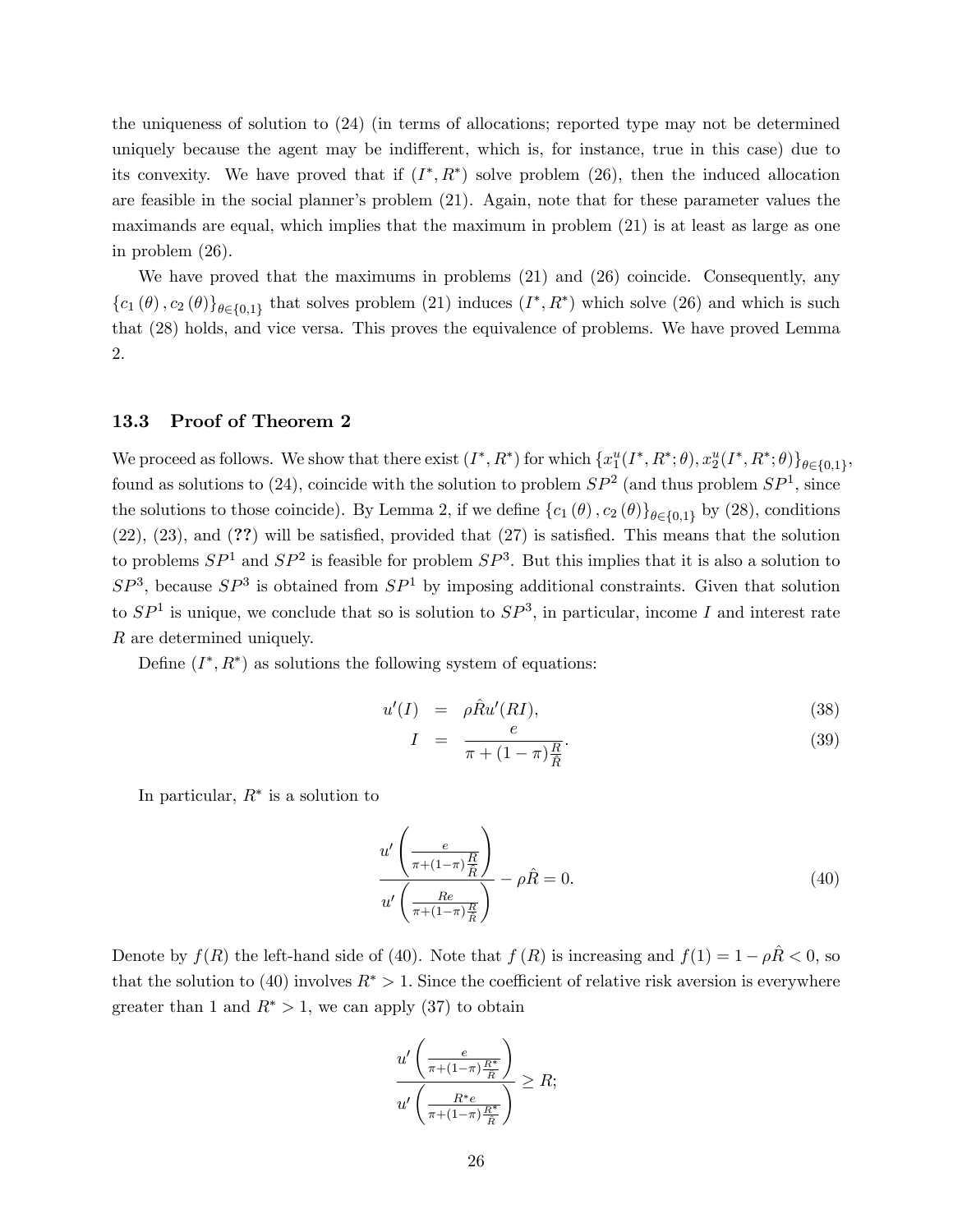the uniqueness of solution to (24) (in terms of allocations; reported type may not be determined uniquely because the agent may be indifferent, which is, for instance, true in this case) due to its convexity. We have proved that if $(I^*, R^*)$ solve problem (26), then the induced allocation are feasible in the social planner's problem (21). Again, note that for these parameter values the maximands are equal, which implies that the maximum in problem (21) is at least as large as one in problem (26).

We have proved that the maximums in problems (21) and (26) coincide. Consequently, any $\{c_1(\theta), c_2(\theta)\}_{\theta\in\{0,1\}}$ that solves problem (21) induces $(I^*, R^*)$ which solve (26) and which is such that (28) holds, and vice versa. This proves the equivalence of problems. We have proved Lemma 2.

### 13.3 Proof of Theorem 2

We proceed as follows. We show that there exist $(I^*, R^*)$ for which $\{x_1^u(I^*, R^*;\theta), x_2^u(I^*, R^*;\theta)\}_{\theta\in\{0,1\}}$, found as solutions to (24), coincide with the solution to problem $SP^2$ (and thus problem $SP^1$, since the solutions to those coincide). By Lemma 2, if we define $\{c_1(\theta), c_2(\theta)\}_{\theta\in\{0,1\}}$ by (28), conditions (22), (23), and (**??**) will be satisfied, provided that (27) is satisfied. This means that the solution to problems $SP^1$ and $SP^2$ is feasible for problem $SP^3$. But this implies that it is also a solution to $SP^3$, because $SP^3$ is obtained from $SP^1$ by imposing additional constraints. Given that solution to $SP^1$ is unique, we conclude that so is solution to $SP^3$, in particular, income $I$ and interest rate $R$ are determined uniquely.

Define $(I^*, R^*)$ as solutions the following system of equations:

$$
\begin{aligned}
u'(I) &= \rho\hat{R}u'(RI), && (38)\\
I &= \frac{e}{\pi + (1-\pi)\frac{R}{\hat{R}}}. && (39)
\end{aligned}
$$

In particular, $R^*$ is a solution to

$$
\frac{u'\left(\frac{e}{\pi+(1-\pi)\frac{R}{\hat{R}}}\right)}{u'\left(\frac{Re}{\pi+(1-\pi)\frac{R}{\hat{R}}}\right)} - \rho\hat{R} = 0. \tag{40}
$$

Denote by $f(R)$ the left-hand side of (40). Note that $f(R)$ is increasing and $f(1) = 1 - \rho\hat{R} < 0$, so that the solution to (40) involves $R^* > 1$. Since the coefficient of relative risk aversion is everywhere greater than 1 and $R^* > 1$, we can apply (37) to obtain

$$
\frac{u'\left(\frac{e}{\pi+(1-\pi)\frac{R^*}{\hat{R}}}\right)}{u'\left(\frac{R^*e}{\pi+(1-\pi)\frac{R^*}{\hat{R}}}\right)} \geq R;
$$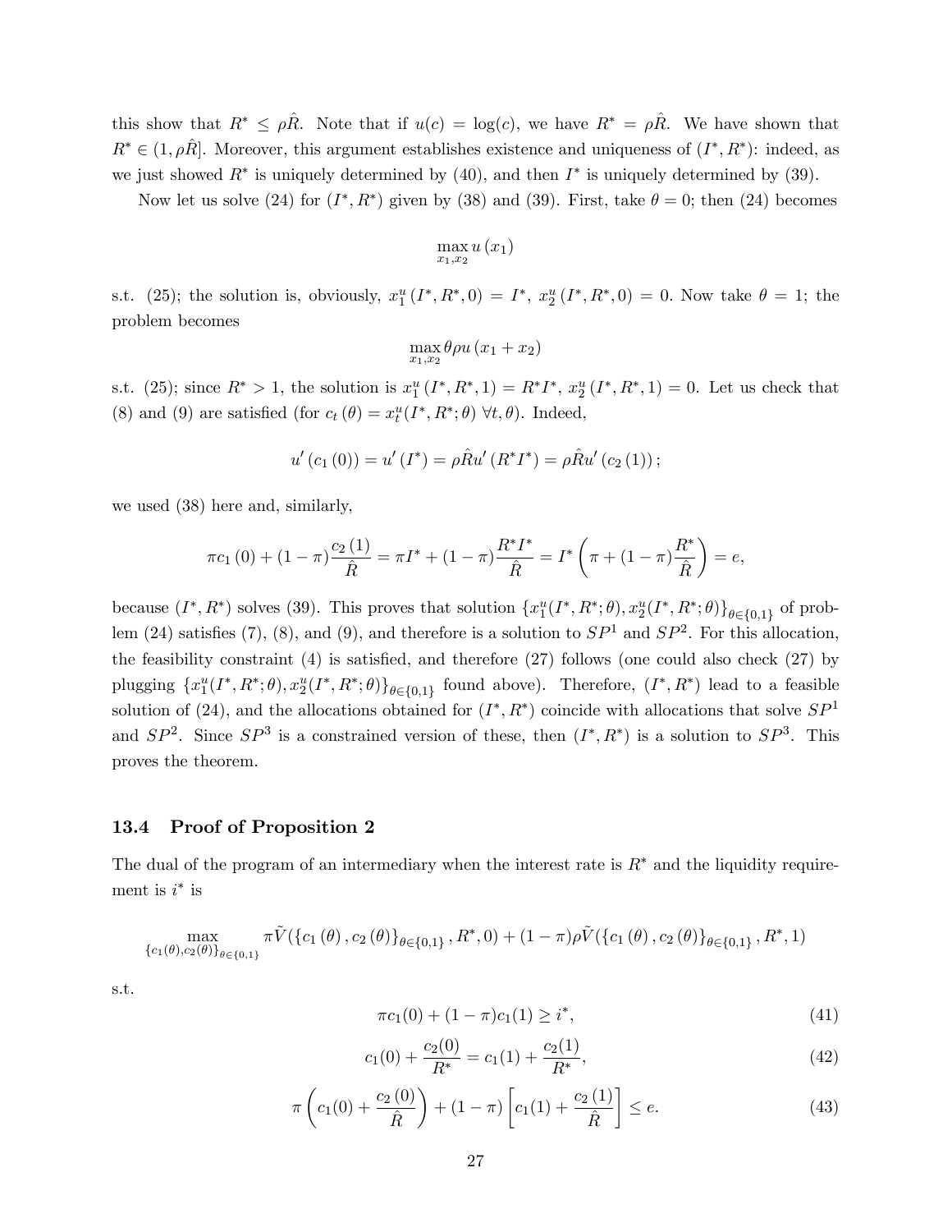this show that $R^* \leq \rho \hat{R}$. Note that if $u(c) = \log(c)$, we have $R^* = \rho \hat{R}$. We have shown that $R^* \in (1, \rho \hat{R}]$. Moreover, this argument establishes existence and uniqueness of $(I^*, R^*)$: indeed, as we just showed $R^*$ is uniquely determined by (40), and then $I^*$ is uniquely determined by (39).

Now let us solve (24) for $(I^*, R^*)$ given by (38) and (39). First, take $\theta = 0$; then (24) becomes

$$\max_{x_1, x_2} u(x_1)$$

s.t. (25); the solution is, obviously, $x_1^u(I^*, R^*, 0) = I^*$, $x_2^u(I^*, R^*, 0) = 0$. Now take $\theta = 1$; the problem becomes

$$\max_{x_1, x_2} \theta \rho u(x_1 + x_2)$$

s.t. (25); since $R^* > 1$, the solution is $x_1^u(I^*, R^*, 1) = R^* I^*$, $x_2^u(I^*, R^*, 1) = 0$. Let us check that (8) and (9) are satisfied (for $c_t(\theta) = x_t^u(I^*, R^*; \theta)\ \forall t, \theta$). Indeed,

$$u'(c_1(0)) = u'(I^*) = \rho \hat{R} u'(R^* I^*) = \rho \hat{R} u'(c_2(1));$$

we used (38) here and, similarly,

$$\pi c_1(0) + (1-\pi)\frac{c_2(1)}{\hat{R}} = \pi I^* + (1-\pi)\frac{R^* I^*}{\hat{R}} = I^*\left(\pi + (1-\pi)\frac{R^*}{\hat{R}}\right) = e,$$

because $(I^*, R^*)$ solves (39). This proves that solution $\{x_1^u(I^*, R^*; \theta), x_2^u(I^*, R^*; \theta)\}_{\theta \in \{0,1\}}$ of problem (24) satisfies (7), (8), and (9), and therefore is a solution to $SP^1$ and $SP^2$. For this allocation, the feasibility constraint (4) is satisfied, and therefore (27) follows (one could also check (27) by plugging $\{x_1^u(I^*, R^*; \theta), x_2^u(I^*, R^*; \theta)\}_{\theta \in \{0,1\}}$ found above). Therefore, $(I^*, R^*)$ lead to a feasible solution of (24), and the allocations obtained for $(I^*, R^*)$ coincide with allocations that solve $SP^1$ and $SP^2$. Since $SP^3$ is a constrained version of these, then $(I^*, R^*)$ is a solution to $SP^3$. This proves the theorem.

### 13.4 Proof of Proposition 2

The dual of the program of an intermediary when the interest rate is $R^*$ and the liquidity requirement is $i^*$ is

$$\max_{\{c_1(\theta), c_2(\theta)\}_{\theta \in \{0,1\}}} \pi \tilde{V}(\{c_1(\theta), c_2(\theta)\}_{\theta \in \{0,1\}}, R^*, 0) + (1-\pi)\rho \tilde{V}(\{c_1(\theta), c_2(\theta)\}_{\theta \in \{0,1\}}, R^*, 1)$$

s.t.

$$\pi c_1(0) + (1-\pi) c_1(1) \geq i^*, \tag{41}$$

$$c_1(0) + \frac{c_2(0)}{R^*} = c_1(1) + \frac{c_2(1)}{R^*}, \tag{42}$$

$$\pi\left(c_1(0) + \frac{c_2(0)}{\hat{R}}\right) + (1-\pi)\left[c_1(1) + \frac{c_2(1)}{\hat{R}}\right] \leq e. \tag{43}$$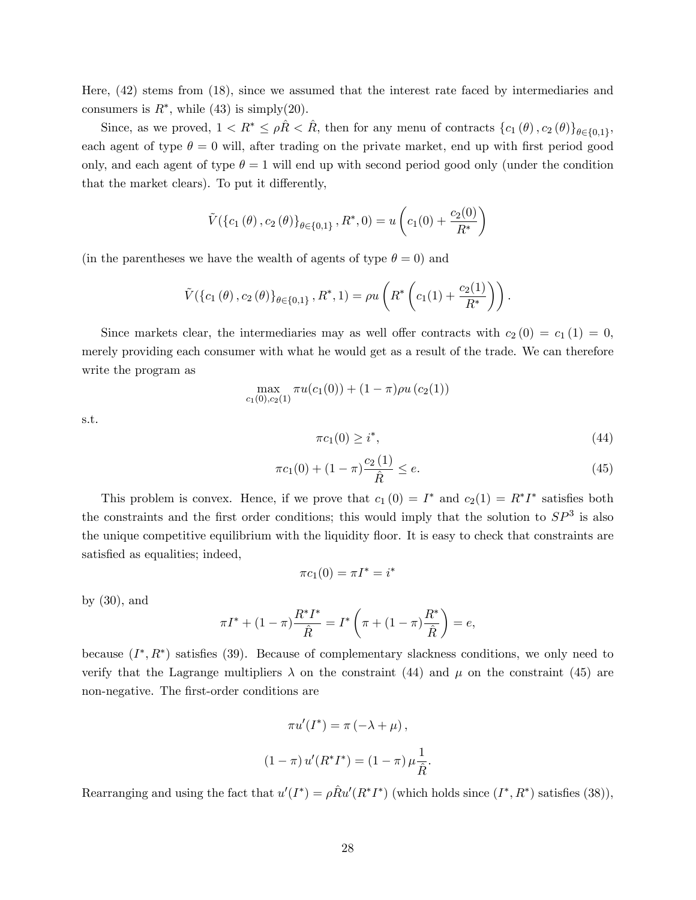Here, (42) stems from (18), since we assumed that the interest rate faced by intermediaries and consumers is $R^*$, while (43) is simply(20).

Since, as we proved, $1 < R^* \leq \rho \hat{R} < \hat{R}$, then for any menu of contracts $\{c_1(\theta), c_2(\theta)\}_{\theta \in \{0,1\}}$, each agent of type $\theta = 0$ will, after trading on the private market, end up with first period good only, and each agent of type $\theta = 1$ will end up with second period good only (under the condition that the market clears). To put it differently,

$$\tilde{V}(\{c_1(\theta), c_2(\theta)\}_{\theta \in \{0,1\}}, R^*, 0) = u\left(c_1(0) + \frac{c_2(0)}{R^*}\right)$$

(in the parentheses we have the wealth of agents of type $\theta = 0$) and

$$\tilde{V}(\{c_1(\theta), c_2(\theta)\}_{\theta \in \{0,1\}}, R^*, 1) = \rho u\left(R^*\left(c_1(1) + \frac{c_2(1)}{R^*}\right)\right).$$

Since markets clear, the intermediaries may as well offer contracts with $c_2(0) = c_1(1) = 0$, merely providing each consumer with what he would get as a result of the trade. We can therefore write the program as

$$\max_{c_1(0), c_2(1)} \pi u(c_1(0)) + (1-\pi)\rho u(c_2(1))$$

s.t.

$$\pi c_1(0) \geq i^*, \tag{44}$$

$$\pi c_1(0) + (1-\pi)\frac{c_2(1)}{\hat{R}} \leq e. \tag{45}$$

This problem is convex. Hence, if we prove that $c_1(0) = I^*$ and $c_2(1) = R^* I^*$ satisfies both the constraints and the first order conditions; this would imply that the solution to $SP^3$ is also the unique competitive equilibrium with the liquidity floor. It is easy to check that constraints are satisfied as equalities; indeed,

$$\pi c_1(0) = \pi I^* = i^*$$

by (30), and

$$\pi I^* + (1-\pi)\frac{R^* I^*}{\hat{R}} = I^*\left(\pi + (1-\pi)\frac{R^*}{\hat{R}}\right) = e,$$

because $(I^*, R^*)$ satisfies (39). Because of complementary slackness conditions, we only need to verify that the Lagrange multipliers $\lambda$ on the constraint (44) and $\mu$ on the constraint (45) are non-negative. The first-order conditions are

$$\pi u'(I^*) = \pi(-\lambda + \mu),$$

$$(1-\pi)u'(R^* I^*) = (1-\pi)\mu\frac{1}{\hat{R}}.$$

Rearranging and using the fact that $u'(I^*) = \rho \hat{R} u'(R^* I^*)$ (which holds since $(I^*, R^*)$ satisfies (38)),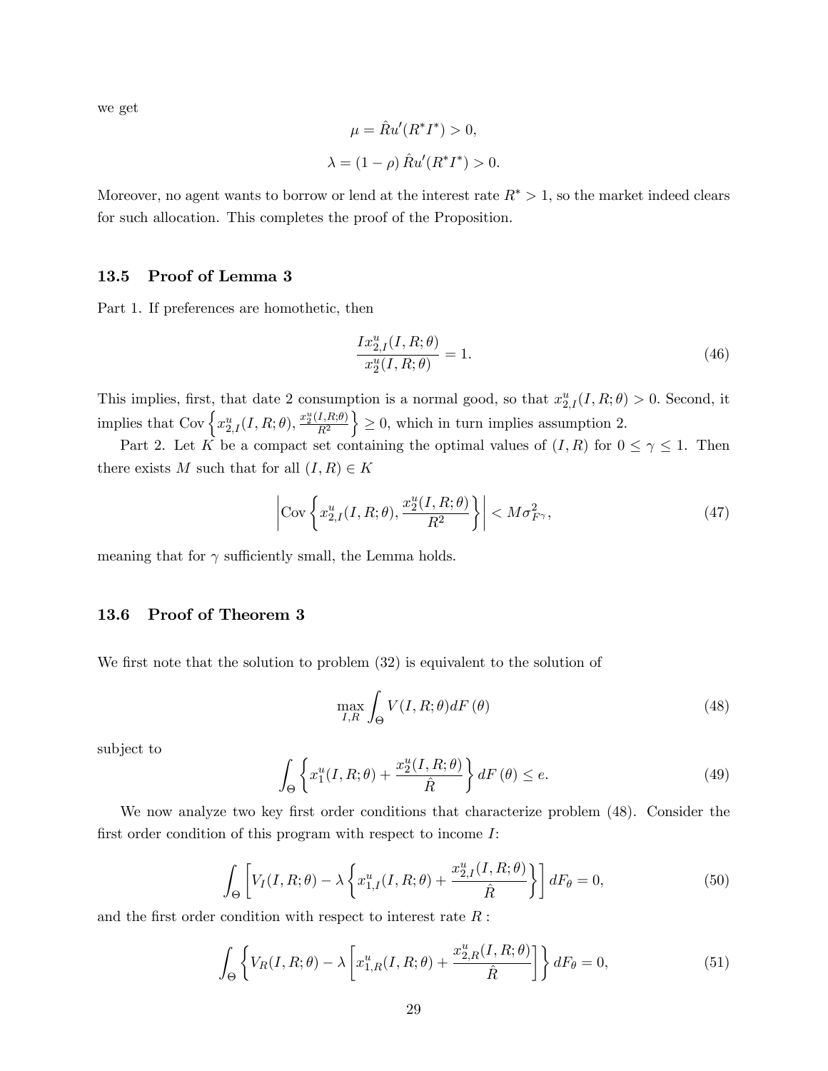we get

$$\mu = \hat{R}u'(R^*I^*) > 0,$$

$$\lambda = (1-\rho)\,\hat{R}u'(R^*I^*) > 0.$$

Moreover, no agent wants to borrow or lend at the interest rate $R^* > 1$, so the market indeed clears for such allocation. This completes the proof of the Proposition.

### 13.5 Proof of Lemma 3

Part 1. If preferences are homothetic, then

$$\frac{Ix^u_{2,I}(I,R;\theta)}{x^u_2(I,R;\theta)} = 1. \tag{46}$$

This implies, first, that date 2 consumption is a normal good, so that $x^u_{2,I}(I,R;\theta) > 0$. Second, it implies that $\mathrm{Cov}\left\{x^u_{2,I}(I,R;\theta), \frac{x^u_2(I,R;\theta)}{R^2}\right\} \geq 0$, which in turn implies assumption 2.

Part 2. Let $K$ be a compact set containing the optimal values of $(I,R)$ for $0 \leq \gamma \leq 1$. Then there exists $M$ such that for all $(I,R) \in K$

$$\left|\mathrm{Cov}\left\{x^u_{2,I}(I,R;\theta), \frac{x^u_2(I,R;\theta)}{R^2}\right\}\right| < M\sigma^2_{F^\gamma}, \tag{47}$$

meaning that for $\gamma$ sufficiently small, the Lemma holds.

### 13.6 Proof of Theorem 3

We first note that the solution to problem (32) is equivalent to the solution of

$$\max_{I,R} \int_\Theta V(I,R;\theta)dF(\theta) \tag{48}$$

subject to

$$\int_\Theta \left\{x^u_1(I,R;\theta) + \frac{x^u_2(I,R;\theta)}{\hat{R}}\right\} dF(\theta) \leq e. \tag{49}$$

We now analyze two key first order conditions that characterize problem (48). Consider the first order condition of this program with respect to income $I$:

$$\int_\Theta \left[V_I(I,R;\theta) - \lambda\left\{x^u_{1,I}(I,R;\theta) + \frac{x^u_{2,I}(I,R;\theta)}{\hat{R}}\right\}\right] dF_\theta = 0, \tag{50}$$

and the first order condition with respect to interest rate $R$ :

$$\int_\Theta \left\{V_R(I,R;\theta) - \lambda\left[x^u_{1,R}(I,R;\theta) + \frac{x^u_{2,R}(I,R;\theta)}{\hat{R}}\right]\right\} dF_\theta = 0, \tag{51}$$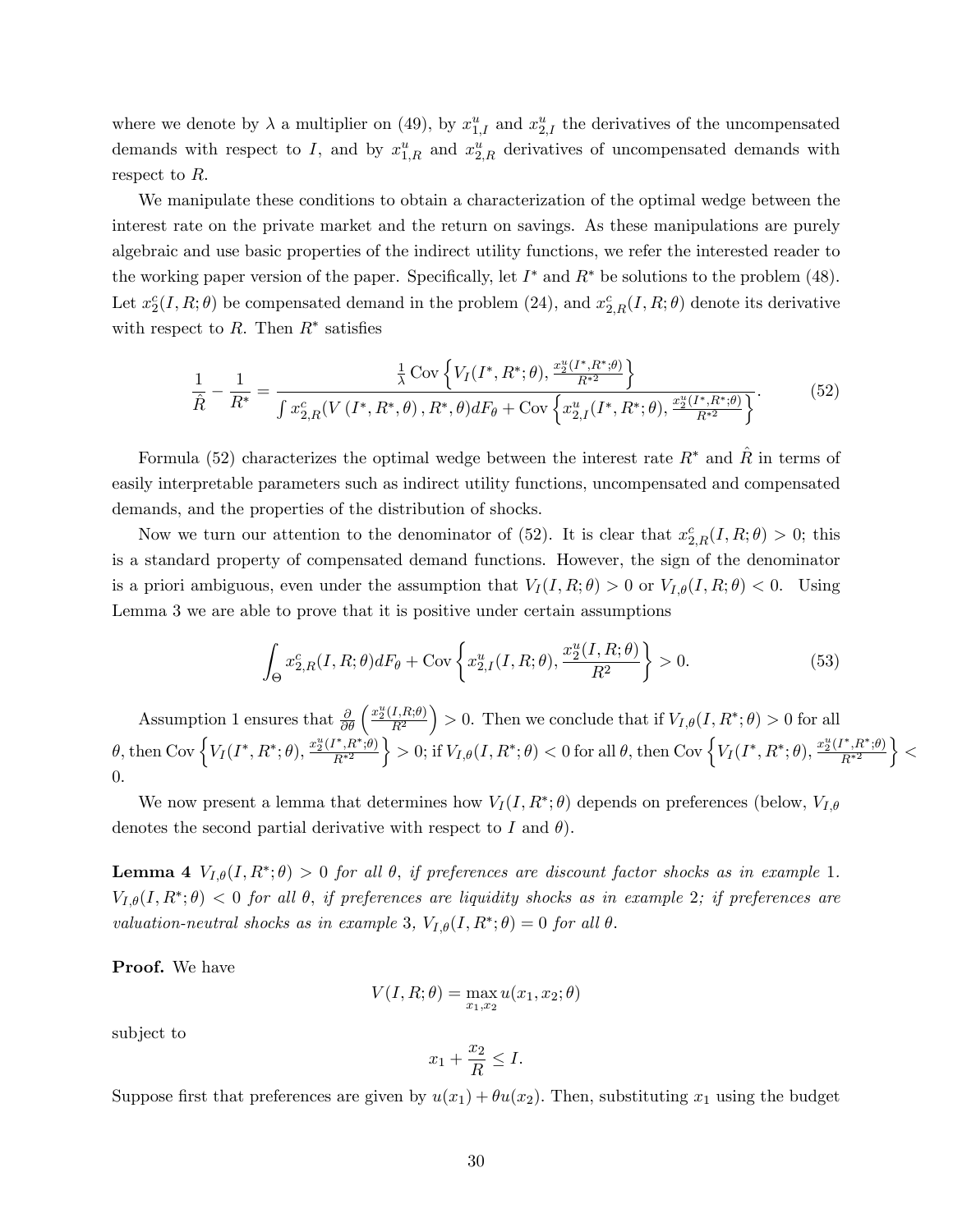where we denote by $\lambda$ a multiplier on (49), by $x^u_{1,I}$ and $x^u_{2,I}$ the derivatives of the uncompensated demands with respect to $I$, and by $x^u_{1,R}$ and $x^u_{2,R}$ derivatives of uncompensated demands with respect to $R$.

We manipulate these conditions to obtain a characterization of the optimal wedge between the interest rate on the private market and the return on savings. As these manipulations are purely algebraic and use basic properties of the indirect utility functions, we refer the interested reader to the working paper version of the paper. Specifically, let $I^*$ and $R^*$ be solutions to the problem (48). Let $x^c_2(I, R; \theta)$ be compensated demand in the problem (24), and $x^c_{2,R}(I, R; \theta)$ denote its derivative with respect to $R$. Then $R^*$ satisfies

$$\frac{1}{\hat{R}} - \frac{1}{R^*} = \frac{\frac{1}{\lambda}\operatorname{Cov}\left\{V_I(I^*, R^*; \theta), \frac{x^u_2(I^*, R^*; \theta)}{R^{*2}}\right\}}{\int x^c_{2,R}(V(I^*, R^*, \theta), R^*, \theta)dF_\theta + \operatorname{Cov}\left\{x^u_{2,I}(I^*, R^*; \theta), \frac{x^u_2(I^*, R^*; \theta)}{R^{*2}}\right\}}. \tag{52}$$

Formula (52) characterizes the optimal wedge between the interest rate $R^*$ and $\hat{R}$ in terms of easily interpretable parameters such as indirect utility functions, uncompensated and compensated demands, and the properties of the distribution of shocks.

Now we turn our attention to the denominator of (52). It is clear that $x^c_{2,R}(I, R; \theta) > 0$; this is a standard property of compensated demand functions. However, the sign of the denominator is a priori ambiguous, even under the assumption that $V_I(I, R; \theta) > 0$ or $V_{I,\theta}(I, R; \theta) < 0$. Using Lemma 3 we are able to prove that it is positive under certain assumptions

$$\int_\Theta x^c_{2,R}(I, R; \theta)dF_\theta + \operatorname{Cov}\left\{x^u_{2,I}(I, R; \theta), \frac{x^u_2(I, R; \theta)}{R^2}\right\} > 0. \tag{53}$$

Assumption 1 ensures that $\frac{\partial}{\partial \theta}\left(\frac{x^u_2(I,R;\theta)}{R^2}\right) > 0$. Then we conclude that if $V_{I,\theta}(I, R^*; \theta) > 0$ for all $\theta$, then $\operatorname{Cov}\left\{V_I(I^*, R^*; \theta), \frac{x^u_2(I^*, R^*; \theta)}{R^{*2}}\right\} > 0$; if $V_{I,\theta}(I, R^*; \theta) < 0$ for all $\theta$, then $\operatorname{Cov}\left\{V_I(I^*, R^*; \theta), \frac{x^u_2(I^*, R^*; \theta)}{R^{*2}}\right\} < 0$.

We now present a lemma that determines how $V_I(I, R^*; \theta)$ depends on preferences (below, $V_{I,\theta}$ denotes the second partial derivative with respect to $I$ and $\theta$).

**Lemma 4** *$V_{I,\theta}(I, R^*; \theta) > 0$ for all $\theta$, if preferences are discount factor shocks as in example* 1. *$V_{I,\theta}(I, R^*; \theta) < 0$ for all $\theta$, if preferences are liquidity shocks as in example* 2*; if preferences are valuation-neutral shocks as in example* 3*, $V_{I,\theta}(I, R^*; \theta) = 0$ for all $\theta$.*

**Proof.** We have

$$V(I, R; \theta) = \max_{x_1, x_2} u(x_1, x_2; \theta)$$

subject to

$$x_1 + \frac{x_2}{R} \leq I.$$

Suppose first that preferences are given by $u(x_1) + \theta u(x_2)$. Then, substituting $x_1$ using the budget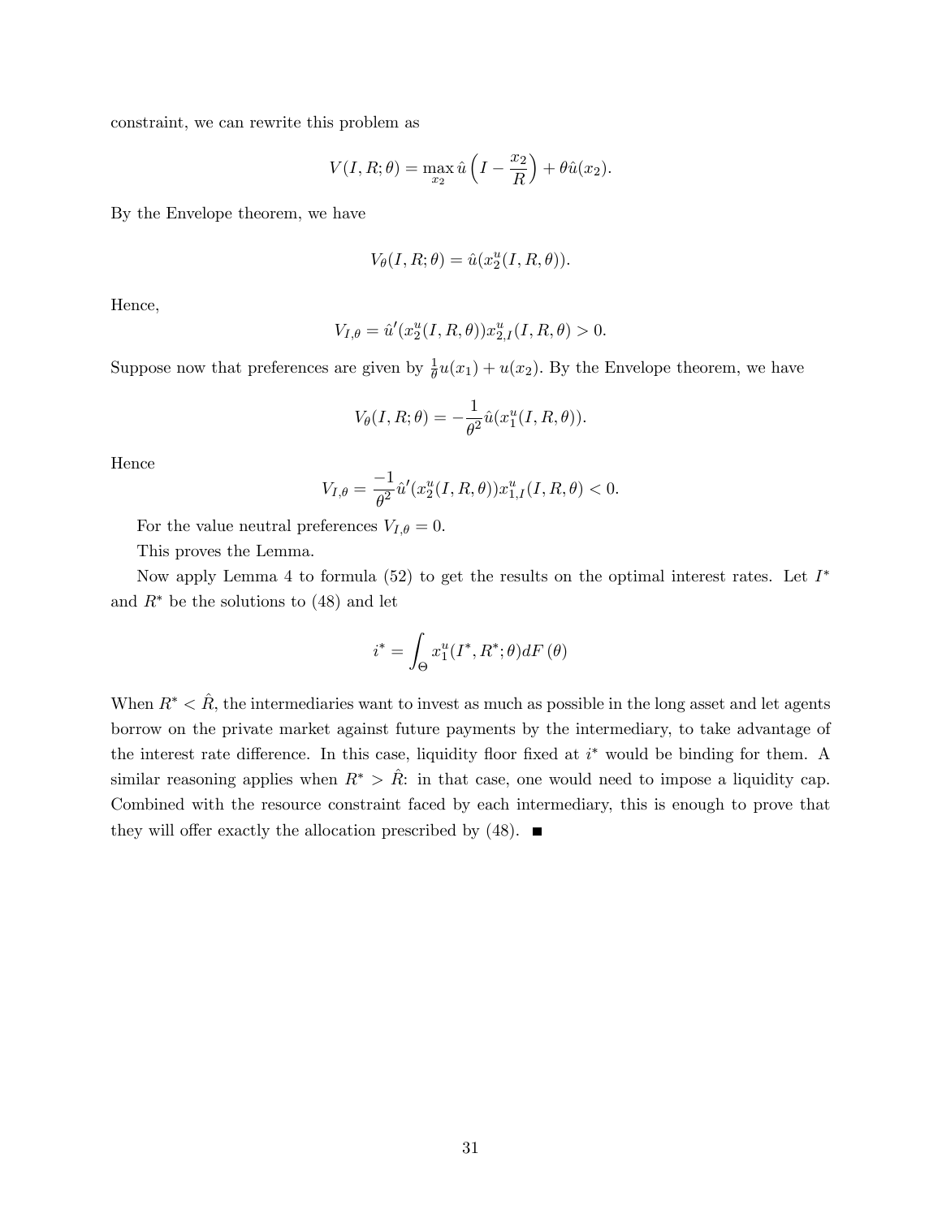constraint, we can rewrite this problem as

$$V(I, R; \theta) = \max_{x_2} \hat{u}\left(I - \frac{x_2}{R}\right) + \theta \hat{u}(x_2).$$

By the Envelope theorem, we have

$$V_\theta(I, R; \theta) = \hat{u}(x_2^u(I, R, \theta)).$$

Hence,

$$V_{I,\theta} = \hat{u}'(x_2^u(I, R, \theta)) x_{2,I}^u(I, R, \theta) > 0.$$

Suppose now that preferences are given by $\frac{1}{\theta}u(x_1) + u(x_2)$. By the Envelope theorem, we have

$$V_\theta(I, R; \theta) = -\frac{1}{\theta^2}\hat{u}(x_1^u(I, R, \theta)).$$

Hence

$$V_{I,\theta} = \frac{-1}{\theta^2}\hat{u}'(x_2^u(I, R, \theta)) x_{1,I}^u(I, R, \theta) < 0.$$

For the value neutral preferences $V_{I,\theta} = 0$.

This proves the Lemma.

Now apply Lemma 4 to formula (52) to get the results on the optimal interest rates. Let $I^*$ and $R^*$ be the solutions to (48) and let

$$i^* = \int_\Theta x_1^u(I^*, R^*; \theta) dF(\theta)$$

When $R^* < \hat{R}$, the intermediaries want to invest as much as possible in the long asset and let agents borrow on the private market against future payments by the intermediary, to take advantage of the interest rate difference. In this case, liquidity floor fixed at $i^*$ would be binding for them. A similar reasoning applies when $R^* > \hat{R}$: in that case, one would need to impose a liquidity cap. Combined with the resource constraint faced by each intermediary, this is enough to prove that they will offer exactly the allocation prescribed by (48). ■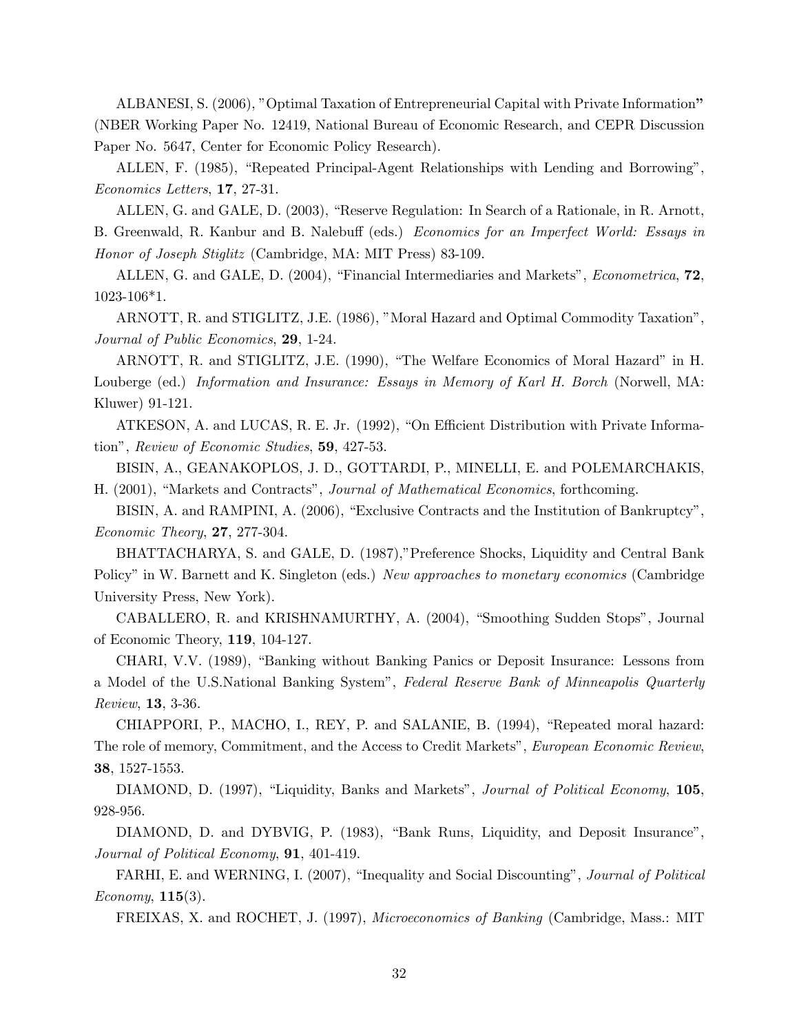ALBANESI, S. (2006), "Optimal Taxation of Entrepreneurial Capital with Private Information**"** (NBER Working Paper No. 12419, National Bureau of Economic Research, and CEPR Discussion Paper No. 5647, Center for Economic Policy Research).

ALLEN, F. (1985), "Repeated Principal-Agent Relationships with Lending and Borrowing", *Economics Letters*, **17**, 27-31.

ALLEN, G. and GALE, D. (2003), "Reserve Regulation: In Search of a Rationale, in R. Arnott, B. Greenwald, R. Kanbur and B. Nalebuff (eds.) *Economics for an Imperfect World: Essays in Honor of Joseph Stiglitz* (Cambridge, MA: MIT Press) 83-109.

ALLEN, G. and GALE, D. (2004), "Financial Intermediaries and Markets", *Econometrica*, **72**, 1023-106*1.

ARNOTT, R. and STIGLITZ, J.E. (1986), "Moral Hazard and Optimal Commodity Taxation", *Journal of Public Economics*, **29**, 1-24.

ARNOTT, R. and STIGLITZ, J.E. (1990), "The Welfare Economics of Moral Hazard" in H. Louberge (ed.) *Information and Insurance: Essays in Memory of Karl H. Borch* (Norwell, MA: Kluwer) 91-121.

ATKESON, A. and LUCAS, R. E. Jr. (1992), "On Efficient Distribution with Private Information", *Review of Economic Studies*, **59**, 427-53.

BISIN, A., GEANAKOPLOS, J. D., GOTTARDI, P., MINELLI, E. and POLEMARCHAKIS, H. (2001), "Markets and Contracts", *Journal of Mathematical Economics*, forthcoming.

BISIN, A. and RAMPINI, A. (2006), "Exclusive Contracts and the Institution of Bankruptcy", *Economic Theory*, **27**, 277-304.

BHATTACHARYA, S. and GALE, D. (1987),"Preference Shocks, Liquidity and Central Bank Policy" in W. Barnett and K. Singleton (eds.) *New approaches to monetary economics* (Cambridge University Press, New York).

CABALLERO, R. and KRISHNAMURTHY, A. (2004), "Smoothing Sudden Stops", Journal of Economic Theory, **119**, 104-127.

CHARI, V.V. (1989), "Banking without Banking Panics or Deposit Insurance: Lessons from a Model of the U.S.National Banking System", *Federal Reserve Bank of Minneapolis Quarterly Review*, **13**, 3-36.

CHIAPPORI, P., MACHO, I., REY, P. and SALANIE, B. (1994), "Repeated moral hazard: The role of memory, Commitment, and the Access to Credit Markets", *European Economic Review*, **38**, 1527-1553.

DIAMOND, D. (1997), "Liquidity, Banks and Markets", *Journal of Political Economy*, **105**, 928-956.

DIAMOND, D. and DYBVIG, P. (1983), "Bank Runs, Liquidity, and Deposit Insurance", *Journal of Political Economy*, **91**, 401-419.

FARHI, E. and WERNING, I. (2007), "Inequality and Social Discounting", *Journal of Political Economy*, **115**(3).

FREIXAS, X. and ROCHET, J. (1997), *Microeconomics of Banking* (Cambridge, Mass.: MIT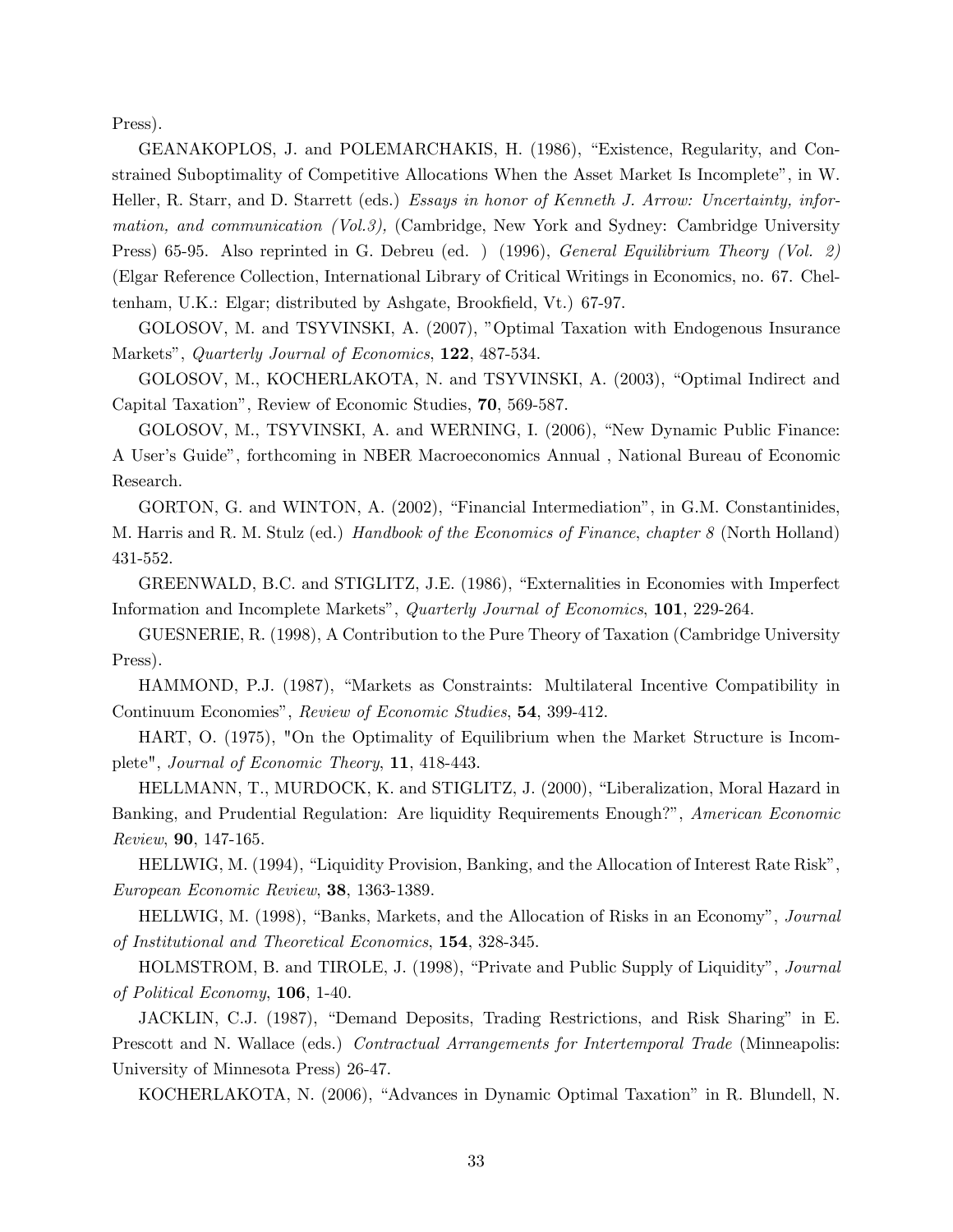Press).

GEANAKOPLOS, J. and POLEMARCHAKIS, H. (1986), "Existence, Regularity, and Constrained Suboptimality of Competitive Allocations When the Asset Market Is Incomplete", in W. Heller, R. Starr, and D. Starrett (eds.) *Essays in honor of Kenneth J. Arrow: Uncertainty, information, and communication (Vol.3),* (Cambridge, New York and Sydney: Cambridge University Press) 65-95. Also reprinted in G. Debreu (ed. ) (1996), *General Equilibrium Theory (Vol. 2)* (Elgar Reference Collection, International Library of Critical Writings in Economics, no. 67. Cheltenham, U.K.: Elgar; distributed by Ashgate, Brookfield, Vt.) 67-97.

GOLOSOV, M. and TSYVINSKI, A. (2007), "Optimal Taxation with Endogenous Insurance Markets", *Quarterly Journal of Economics*, **122**, 487-534.

GOLOSOV, M., KOCHERLAKOTA, N. and TSYVINSKI, A. (2003), "Optimal Indirect and Capital Taxation", Review of Economic Studies, **70**, 569-587.

GOLOSOV, M., TSYVINSKI, A. and WERNING, I. (2006), "New Dynamic Public Finance: A User's Guide", forthcoming in NBER Macroeconomics Annual , National Bureau of Economic Research.

GORTON, G. and WINTON, A. (2002), "Financial Intermediation", in G.M. Constantinides, M. Harris and R. M. Stulz (ed.) *Handbook of the Economics of Finance, chapter 8* (North Holland) 431-552.

GREENWALD, B.C. and STIGLITZ, J.E. (1986), "Externalities in Economies with Imperfect Information and Incomplete Markets", *Quarterly Journal of Economics*, **101**, 229-264.

GUESNERIE, R. (1998), A Contribution to the Pure Theory of Taxation (Cambridge University Press).

HAMMOND, P.J. (1987), "Markets as Constraints: Multilateral Incentive Compatibility in Continuum Economies", *Review of Economic Studies*, **54**, 399-412.

HART, O. (1975), "On the Optimality of Equilibrium when the Market Structure is Incomplete", *Journal of Economic Theory*, **11**, 418-443.

HELLMANN, T., MURDOCK, K. and STIGLITZ, J. (2000), "Liberalization, Moral Hazard in Banking, and Prudential Regulation: Are liquidity Requirements Enough?", *American Economic Review*, **90**, 147-165.

HELLWIG, M. (1994), "Liquidity Provision, Banking, and the Allocation of Interest Rate Risk", *European Economic Review*, **38**, 1363-1389.

HELLWIG, M. (1998), "Banks, Markets, and the Allocation of Risks in an Economy", *Journal of Institutional and Theoretical Economics*, **154**, 328-345.

HOLMSTROM, B. and TIROLE, J. (1998), "Private and Public Supply of Liquidity", *Journal of Political Economy*, **106**, 1-40.

JACKLIN, C.J. (1987), "Demand Deposits, Trading Restrictions, and Risk Sharing" in E. Prescott and N. Wallace (eds.) *Contractual Arrangements for Intertemporal Trade* (Minneapolis: University of Minnesota Press) 26-47.

KOCHERLAKOTA, N. (2006), "Advances in Dynamic Optimal Taxation" in R. Blundell, N.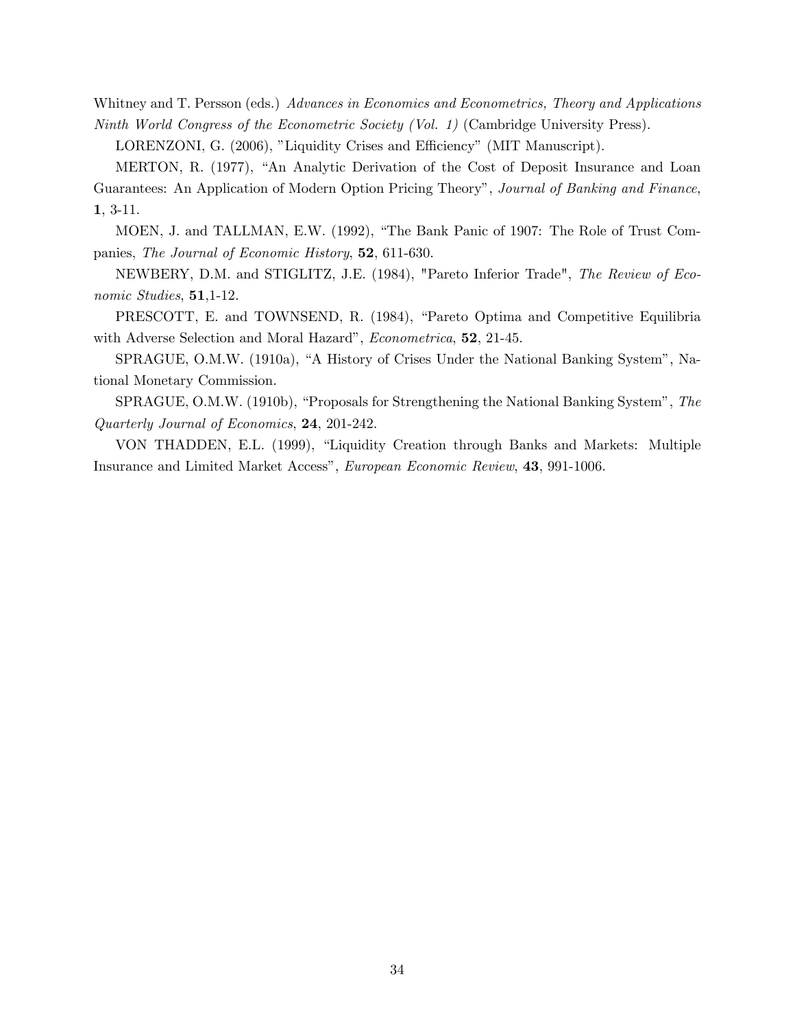Whitney and T. Persson (eds.) *Advances in Economics and Econometrics, Theory and Applications Ninth World Congress of the Econometric Society (Vol. 1)* (Cambridge University Press).

LORENZONI, G. (2006), "Liquidity Crises and Efficiency" (MIT Manuscript).

MERTON, R. (1977), "An Analytic Derivation of the Cost of Deposit Insurance and Loan Guarantees: An Application of Modern Option Pricing Theory", *Journal of Banking and Finance*, **1**, 3-11.

MOEN, J. and TALLMAN, E.W. (1992), "The Bank Panic of 1907: The Role of Trust Companies, *The Journal of Economic History*, **52**, 611-630.

NEWBERY, D.M. and STIGLITZ, J.E. (1984), "Pareto Inferior Trade", *The Review of Economic Studies*, **51**,1-12.

PRESCOTT, E. and TOWNSEND, R. (1984), "Pareto Optima and Competitive Equilibria with Adverse Selection and Moral Hazard", *Econometrica*, **52**, 21-45.

SPRAGUE, O.M.W. (1910a), "A History of Crises Under the National Banking System", National Monetary Commission.

SPRAGUE, O.M.W. (1910b), "Proposals for Strengthening the National Banking System", *The Quarterly Journal of Economics*, **24**, 201-242.

VON THADDEN, E.L. (1999), "Liquidity Creation through Banks and Markets: Multiple Insurance and Limited Market Access", *European Economic Review*, **43**, 991-1006.